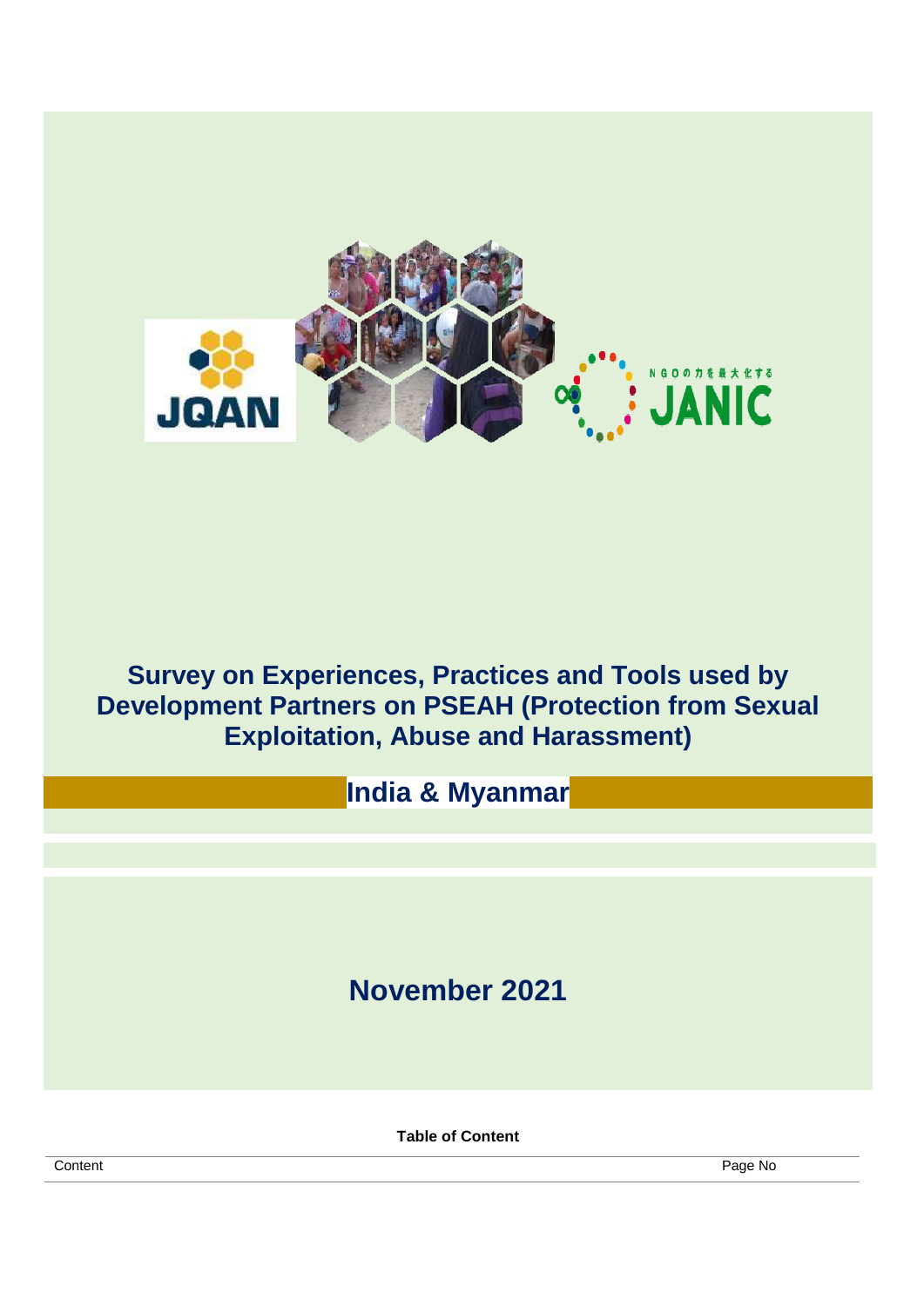# Survey on Experiences, Practices and Tools used by Development Partners on PSEAH (Protection from Sexual Exploitation, Abuse and Harassment)

## India & Myanmar

## November 2021

**Table of Content**

| Content | Page No |
| --- | --- |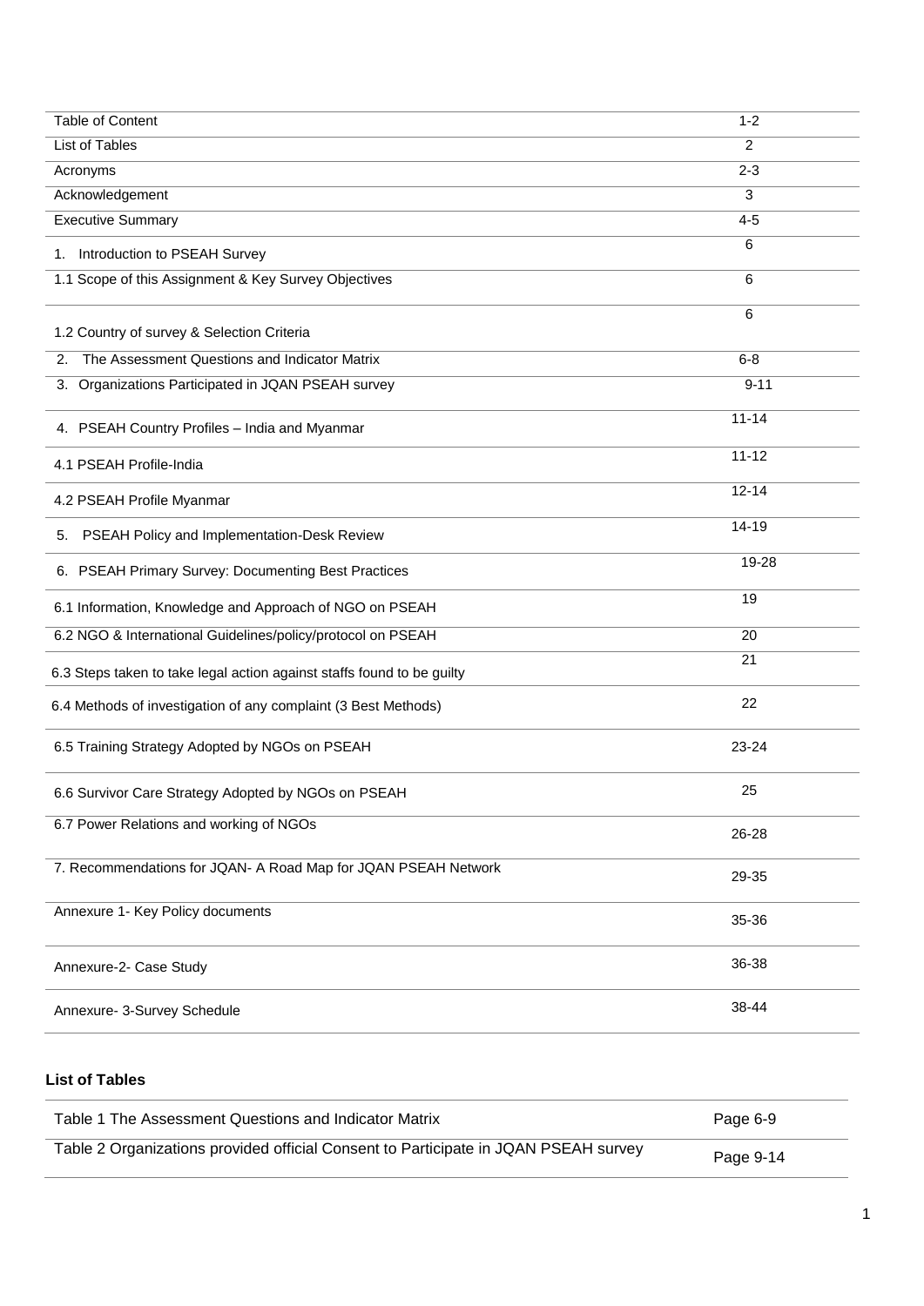| Table of Content | 1-2 |
|---|---|
| List of Tables | 2 |
| Acronyms | 2-3 |
| Acknowledgement | 3 |
| Executive Summary | 4-5 |
| 1. Introduction to PSEAH Survey | 6 |
| 1.1 Scope of this Assignment & Key Survey Objectives | 6 |
| 1.2 Country of survey & Selection Criteria | 6 |
| 2. The Assessment Questions and Indicator Matrix | 6-8 |
| 3. Organizations Participated in JQAN PSEAH survey | 9-11 |
| 4. PSEAH Country Profiles – India and Myanmar | 11-14 |
| 4.1 PSEAH Profile-India | 11-12 |
| 4.2 PSEAH Profile Myanmar | 12-14 |
| 5. PSEAH Policy and Implementation-Desk Review | 14-19 |
| 6. PSEAH Primary Survey: Documenting Best Practices | 19-28 |
| 6.1 Information, Knowledge and Approach of NGO on PSEAH | 19 |
| 6.2 NGO & International Guidelines/policy/protocol on PSEAH | 20 |
| 6.3 Steps taken to take legal action against staffs found to be guilty | 21 |
| 6.4 Methods of investigation of any complaint (3 Best Methods) | 22 |
| 6.5 Training Strategy Adopted by NGOs on PSEAH | 23-24 |
| 6.6 Survivor Care Strategy Adopted by NGOs on PSEAH | 25 |
| 6.7 Power Relations and working of NGOs | 26-28 |
| 7. Recommendations for JQAN- A Road Map for JQAN PSEAH Network | 29-35 |
| Annexure 1- Key Policy documents | 35-36 |
| Annexure-2- Case Study | 36-38 |
| Annexure- 3-Survey Schedule | 38-44 |

**List of Tables**

| Table 1 The Assessment Questions and Indicator Matrix | Page 6-9 |
|---|---|
| Table 2 Organizations provided official Consent to Participate in JQAN PSEAH survey | Page 9-14 |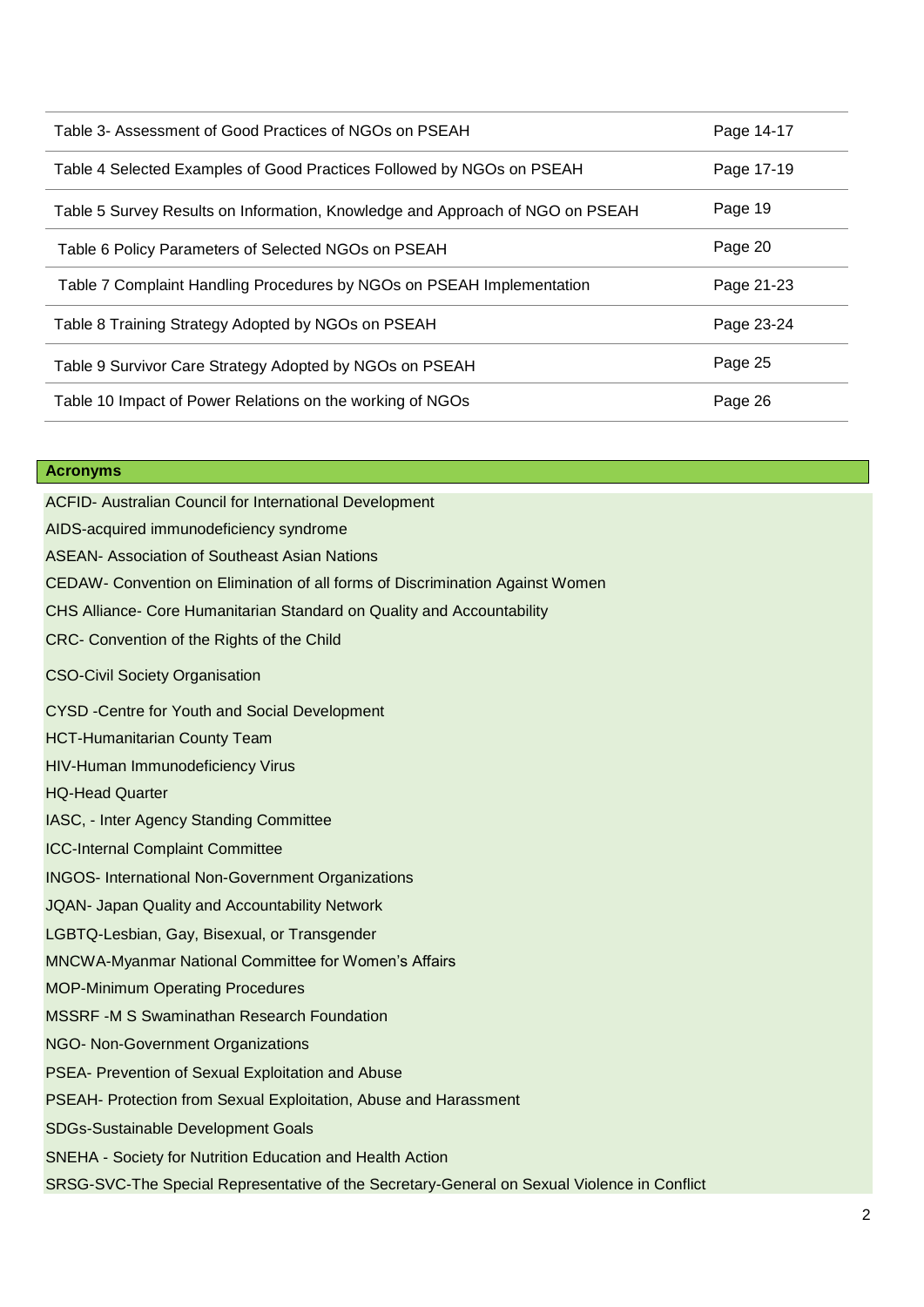| | |
|---|---|
| Table 3- Assessment of Good Practices of NGOs on PSEAH | Page 14-17 |
| Table 4 Selected Examples of Good Practices Followed by NGOs on PSEAH | Page 17-19 |
| Table 5 Survey Results on Information, Knowledge and Approach of NGO on PSEAH | Page 19 |
| Table 6 Policy Parameters of Selected NGOs on PSEAH | Page 20 |
| Table 7 Complaint Handling Procedures by NGOs on PSEAH Implementation | Page 21-23 |
| Table 8 Training Strategy Adopted by NGOs on PSEAH | Page 23-24 |
| Table 9 Survivor Care Strategy Adopted by NGOs on PSEAH | Page 25 |
| Table 10 Impact of Power Relations on the working of NGOs | Page 26 |

## Acronyms

ACFID- Australian Council for International Development

AIDS-acquired immunodeficiency syndrome

ASEAN- Association of Southeast Asian Nations

CEDAW- Convention on Elimination of all forms of Discrimination Against Women

CHS Alliance- Core Humanitarian Standard on Quality and Accountability

CRC- Convention of the Rights of the Child

CSO-Civil Society Organisation

CYSD -Centre for Youth and Social Development

HCT-Humanitarian County Team

HIV-Human Immunodeficiency Virus

HQ-Head Quarter

IASC, - Inter Agency Standing Committee

ICC-Internal Complaint Committee

INGOS- International Non-Government Organizations

JQAN- Japan Quality and Accountability Network

LGBTQ-Lesbian, Gay, Bisexual, or Transgender

MNCWA-Myanmar National Committee for Women's Affairs

MOP-Minimum Operating Procedures

MSSRF -M S Swaminathan Research Foundation

NGO- Non-Government Organizations

PSEA- Prevention of Sexual Exploitation and Abuse

PSEAH- Protection from Sexual Exploitation, Abuse and Harassment

SDGs-Sustainable Development Goals

SNEHA - Society for Nutrition Education and Health Action

SRSG-SVC-The Special Representative of the Secretary-General on Sexual Violence in Conflict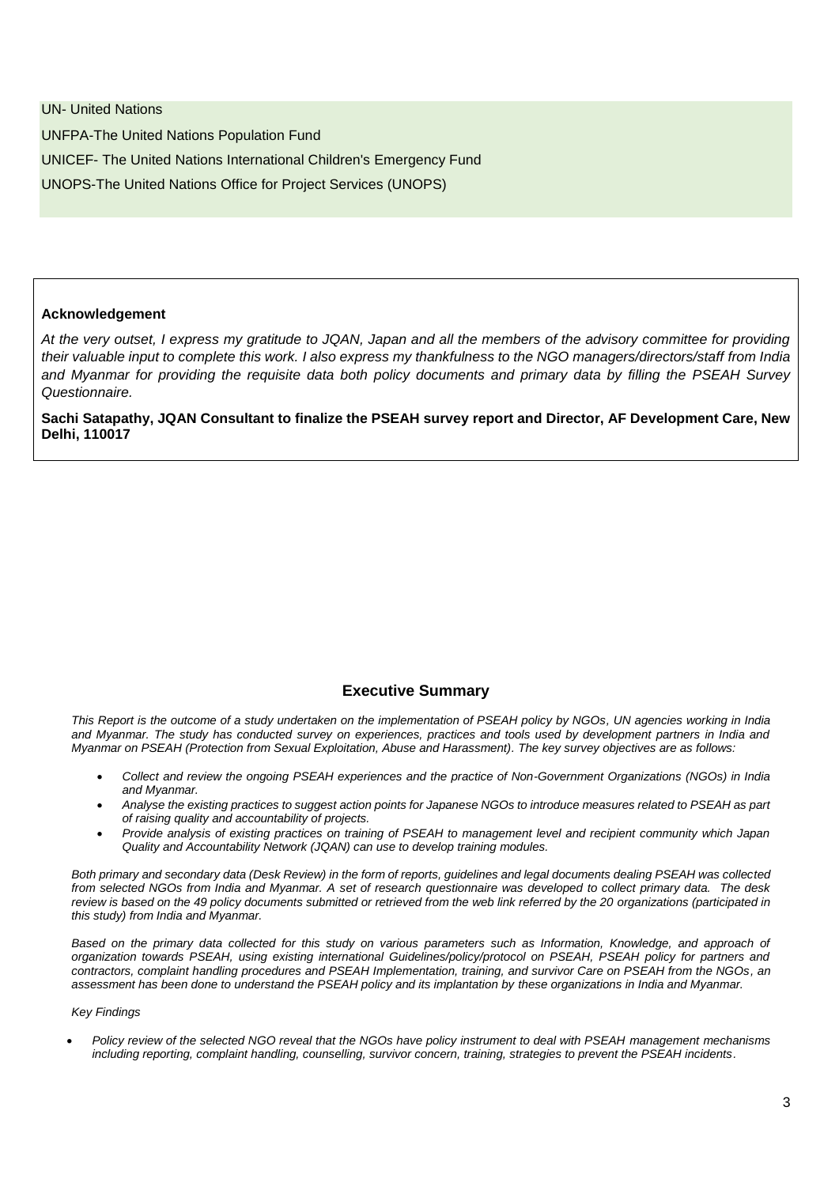UN- United Nations

UNFPA-The United Nations Population Fund

UNICEF- The United Nations International Children's Emergency Fund

UNOPS-The United Nations Office for Project Services (UNOPS)

**Acknowledgement**

*At the very outset, I express my gratitude to JQAN, Japan and all the members of the advisory committee for providing their valuable input to complete this work. I also express my thankfulness to the NGO managers/directors/staff from India and Myanmar for providing the requisite data both policy documents and primary data by filling the PSEAH Survey Questionnaire.*

**Sachi Satapathy, JQAN Consultant to finalize the PSEAH survey report and Director, AF Development Care, New Delhi, 110017**

## Executive Summary

*This Report is the outcome of a study undertaken on the implementation of PSEAH policy by NGOs, UN agencies working in India and Myanmar. The study has conducted survey on experiences, practices and tools used by development partners in India and Myanmar on PSEAH (Protection from Sexual Exploitation, Abuse and Harassment). The key survey objectives are as follows:*

- *Collect and review the ongoing PSEAH experiences and the practice of Non-Government Organizations (NGOs) in India and Myanmar.*
- *Analyse the existing practices to suggest action points for Japanese NGOs to introduce measures related to PSEAH as part of raising quality and accountability of projects.*
- *Provide analysis of existing practices on training of PSEAH to management level and recipient community which Japan Quality and Accountability Network (JQAN) can use to develop training modules.*

*Both primary and secondary data (Desk Review) in the form of reports, guidelines and legal documents dealing PSEAH was collected from selected NGOs from India and Myanmar. A set of research questionnaire was developed to collect primary data. The desk review is based on the 49 policy documents submitted or retrieved from the web link referred by the 20 organizations (participated in this study) from India and Myanmar.*

*Based on the primary data collected for this study on various parameters such as Information, Knowledge, and approach of organization towards PSEAH, using existing international Guidelines/policy/protocol on PSEAH, PSEAH policy for partners and contractors, complaint handling procedures and PSEAH Implementation, training, and survivor Care on PSEAH from the NGOs, an assessment has been done to understand the PSEAH policy and its implantation by these organizations in India and Myanmar.*

*Key Findings*

- *Policy review of the selected NGO reveal that the NGOs have policy instrument to deal with PSEAH management mechanisms including reporting, complaint handling, counselling, survivor concern, training, strategies to prevent the PSEAH incidents.*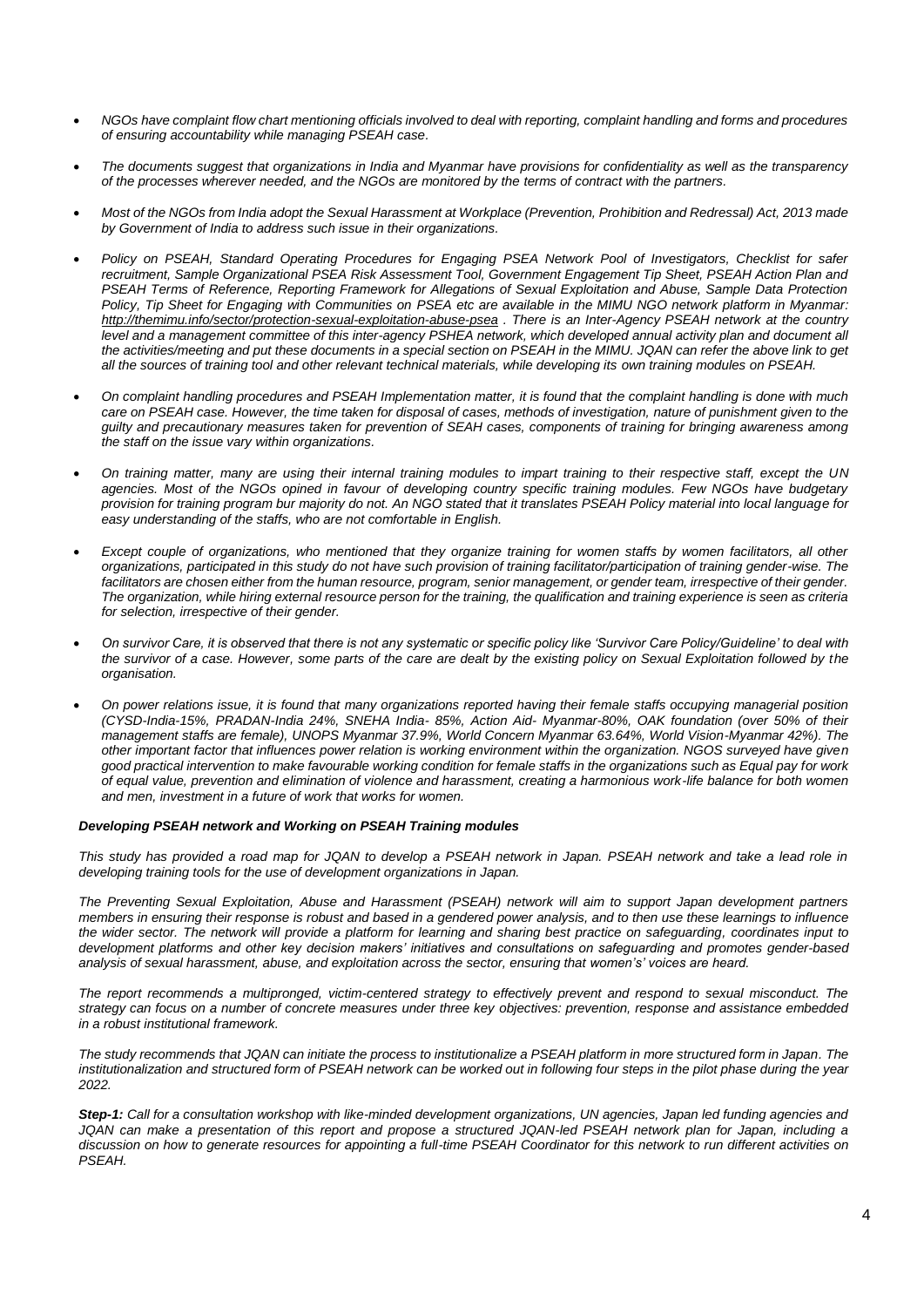- *NGOs have complaint flow chart mentioning officials involved to deal with reporting, complaint handling and forms and procedures of ensuring accountability while managing PSEAH case.*

- *The documents suggest that organizations in India and Myanmar have provisions for confidentiality as well as the transparency of the processes wherever needed, and the NGOs are monitored by the terms of contract with the partners.*

- *Most of the NGOs from India adopt the Sexual Harassment at Workplace (Prevention, Prohibition and Redressal) Act, 2013 made by Government of India to address such issue in their organizations.*

- *Policy on PSEAH, Standard Operating Procedures for Engaging PSEA Network Pool of Investigators, Checklist for safer recruitment, Sample Organizational PSEA Risk Assessment Tool, Government Engagement Tip Sheet, PSEAH Action Plan and PSEAH Terms of Reference, Reporting Framework for Allegations of Sexual Exploitation and Abuse, Sample Data Protection Policy, Tip Sheet for Engaging with Communities on PSEA etc are available in the MIMU NGO network platform in Myanmar: http://themimu.info/sector/protection-sexual-exploitation-abuse-psea . There is an Inter-Agency PSEAH network at the country level and a management committee of this inter-agency PSHEA network, which developed annual activity plan and document all the activities/meeting and put these documents in a special section on PSEAH in the MIMU. JQAN can refer the above link to get all the sources of training tool and other relevant technical materials, while developing its own training modules on PSEAH.*

- *On complaint handling procedures and PSEAH Implementation matter, it is found that the complaint handling is done with much care on PSEAH case. However, the time taken for disposal of cases, methods of investigation, nature of punishment given to the guilty and precautionary measures taken for prevention of SEAH cases, components of training for bringing awareness among the staff on the issue vary within organizations.*

- *On training matter, many are using their internal training modules to impart training to their respective staff, except the UN agencies. Most of the NGOs opined in favour of developing country specific training modules. Few NGOs have budgetary provision for training program bur majority do not. An NGO stated that it translates PSEAH Policy material into local language for easy understanding of the staffs, who are not comfortable in English.*

- *Except couple of organizations, who mentioned that they organize training for women staffs by women facilitators, all other organizations, participated in this study do not have such provision of training facilitator/participation of training gender-wise. The facilitators are chosen either from the human resource, program, senior management, or gender team, irrespective of their gender. The organization, while hiring external resource person for the training, the qualification and training experience is seen as criteria for selection, irrespective of their gender.*

- *On survivor Care, it is observed that there is not any systematic or specific policy like 'Survivor Care Policy/Guideline' to deal with the survivor of a case. However, some parts of the care are dealt by the existing policy on Sexual Exploitation followed by the organisation.*

- *On power relations issue, it is found that many organizations reported having their female staffs occupying managerial position (CYSD-India-15%, PRADAN-India 24%, SNEHA India- 85%, Action Aid- Myanmar-80%, OAK foundation (over 50% of their management staffs are female), UNOPS Myanmar 37.9%, World Concern Myanmar 63.64%, World Vision-Myanmar 42%). The other important factor that influences power relation is working environment within the organization. NGOS surveyed have given good practical intervention to make favourable working condition for female staffs in the organizations such as Equal pay for work of equal value, prevention and elimination of violence and harassment, creating a harmonious work-life balance for both women and men, investment in a future of work that works for women.*

***Developing PSEAH network and Working on PSEAH Training modules***

*This study has provided a road map for JQAN to develop a PSEAH network in Japan. PSEAH network and take a lead role in developing training tools for the use of development organizations in Japan.*

*The Preventing Sexual Exploitation, Abuse and Harassment (PSEAH) network will aim to support Japan development partners members in ensuring their response is robust and based in a gendered power analysis, and to then use these learnings to influence the wider sector. The network will provide a platform for learning and sharing best practice on safeguarding, coordinates input to development platforms and other key decision makers' initiatives and consultations on safeguarding and promotes gender-based analysis of sexual harassment, abuse, and exploitation across the sector, ensuring that women's' voices are heard.*

*The report recommends a multipronged, victim-centered strategy to effectively prevent and respond to sexual misconduct. The strategy can focus on a number of concrete measures under three key objectives: prevention, response and assistance embedded in a robust institutional framework.*

*The study recommends that JQAN can initiate the process to institutionalize a PSEAH platform in more structured form in Japan. The institutionalization and structured form of PSEAH network can be worked out in following four steps in the pilot phase during the year 2022.*

***Step-1:*** *Call for a consultation workshop with like-minded development organizations, UN agencies, Japan led funding agencies and JQAN can make a presentation of this report and propose a structured JQAN-led PSEAH network plan for Japan, including a discussion on how to generate resources for appointing a full-time PSEAH Coordinator for this network to run different activities on PSEAH.*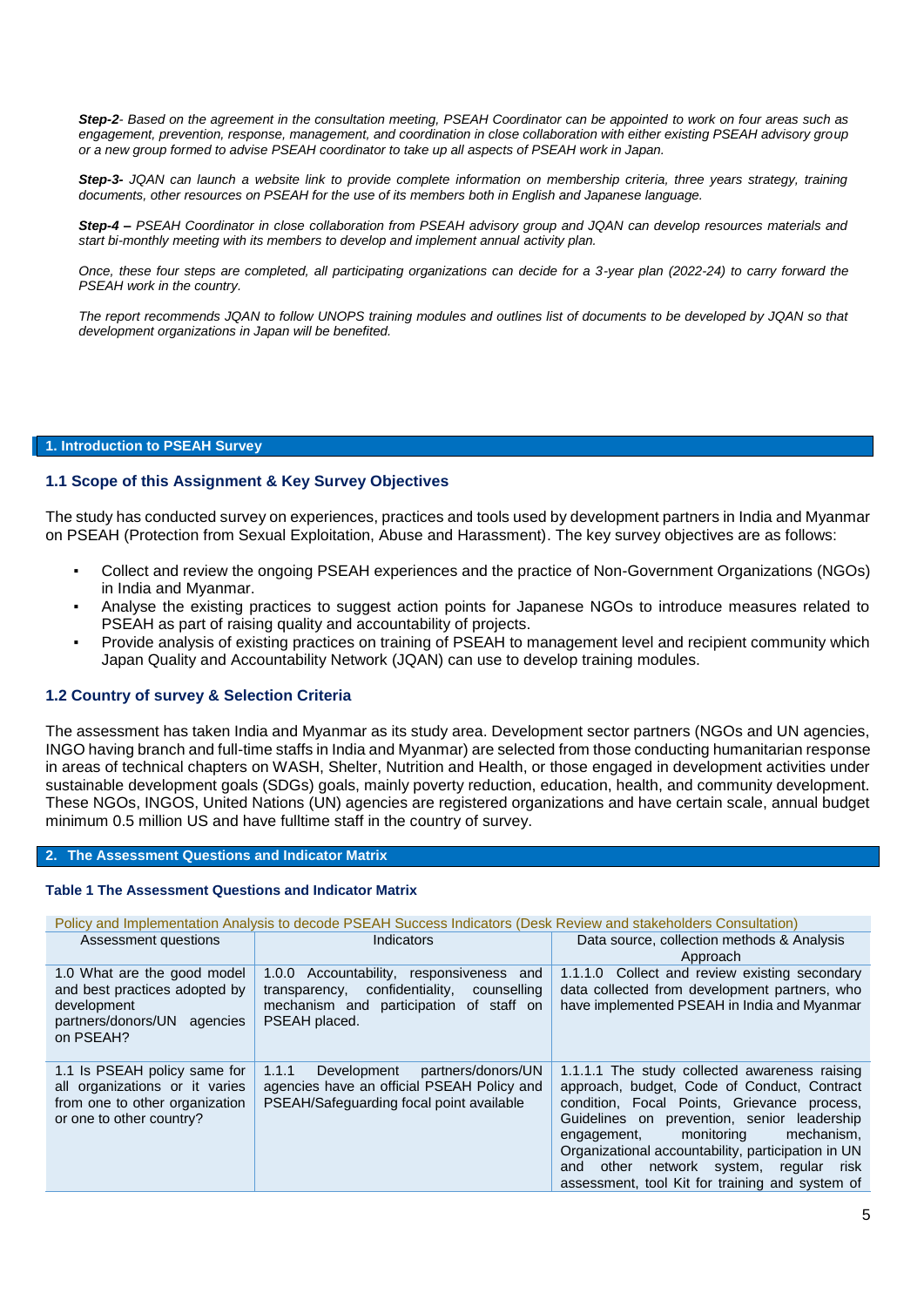*__Step-2__- Based on the agreement in the consultation meeting, PSEAH Coordinator can be appointed to work on four areas such as engagement, prevention, response, management, and coordination in close collaboration with either existing PSEAH advisory group or a new group formed to advise PSEAH coordinator to take up all aspects of PSEAH work in Japan.*

*__Step-3-__ JQAN can launch a website link to provide complete information on membership criteria, three years strategy, training documents, other resources on PSEAH for the use of its members both in English and Japanese language.*

*__Step-4 –__ PSEAH Coordinator in close collaboration from PSEAH advisory group and JQAN can develop resources materials and start bi-monthly meeting with its members to develop and implement annual activity plan.*

*Once, these four steps are completed, all participating organizations can decide for a 3-year plan (2022-24) to carry forward the PSEAH work in the country.*

*The report recommends JQAN to follow UNOPS training modules and outlines list of documents to be developed by JQAN so that development organizations in Japan will be benefited.*

## 1. Introduction to PSEAH Survey

### 1.1 Scope of this Assignment & Key Survey Objectives

The study has conducted survey on experiences, practices and tools used by development partners in India and Myanmar on PSEAH (Protection from Sexual Exploitation, Abuse and Harassment). The key survey objectives are as follows:

- Collect and review the ongoing PSEAH experiences and the practice of Non-Government Organizations (NGOs) in India and Myanmar.
- Analyse the existing practices to suggest action points for Japanese NGOs to introduce measures related to PSEAH as part of raising quality and accountability of projects.
- Provide analysis of existing practices on training of PSEAH to management level and recipient community which Japan Quality and Accountability Network (JQAN) can use to develop training modules.

### 1.2 Country of survey & Selection Criteria

The assessment has taken India and Myanmar as its study area. Development sector partners (NGOs and UN agencies, INGO having branch and full-time staffs in India and Myanmar) are selected from those conducting humanitarian response in areas of technical chapters on WASH, Shelter, Nutrition and Health, or those engaged in development activities under sustainable development goals (SDGs) goals, mainly poverty reduction, education, health, and community development. These NGOs, INGOS, United Nations (UN) agencies are registered organizations and have certain scale, annual budget minimum 0.5 million US and have fulltime staff in the country of survey.

## 2. The Assessment Questions and Indicator Matrix

**Table 1 The Assessment Questions and Indicator Matrix**

| Policy and Implementation Analysis to decode PSEAH Success Indicators (Desk Review and stakeholders Consultation) | | |
|---|---|---|
| Assessment questions | Indicators | Data source, collection methods & Analysis Approach |
| 1.0 What are the good model and best practices adopted by development partners/donors/UN agencies on PSEAH? | 1.0.0 Accountability, responsiveness and transparency, confidentiality, counselling mechanism and participation of staff on PSEAH placed. | 1.1.1.0 Collect and review existing secondary data collected from development partners, who have implemented PSEAH in India and Myanmar |
| 1.1 Is PSEAH policy same for all organizations or it varies from one to other organization or one to other country? | 1.1.1 Development partners/donors/UN agencies have an official PSEAH Policy and PSEAH/Safeguarding focal point available | 1.1.1.1 The study collected awareness raising approach, budget, Code of Conduct, Contract condition, Focal Points, Grievance process, Guidelines on prevention, senior leadership engagement, monitoring mechanism, Organizational accountability, participation in UN and other network system, regular risk assessment, tool Kit for training and system of |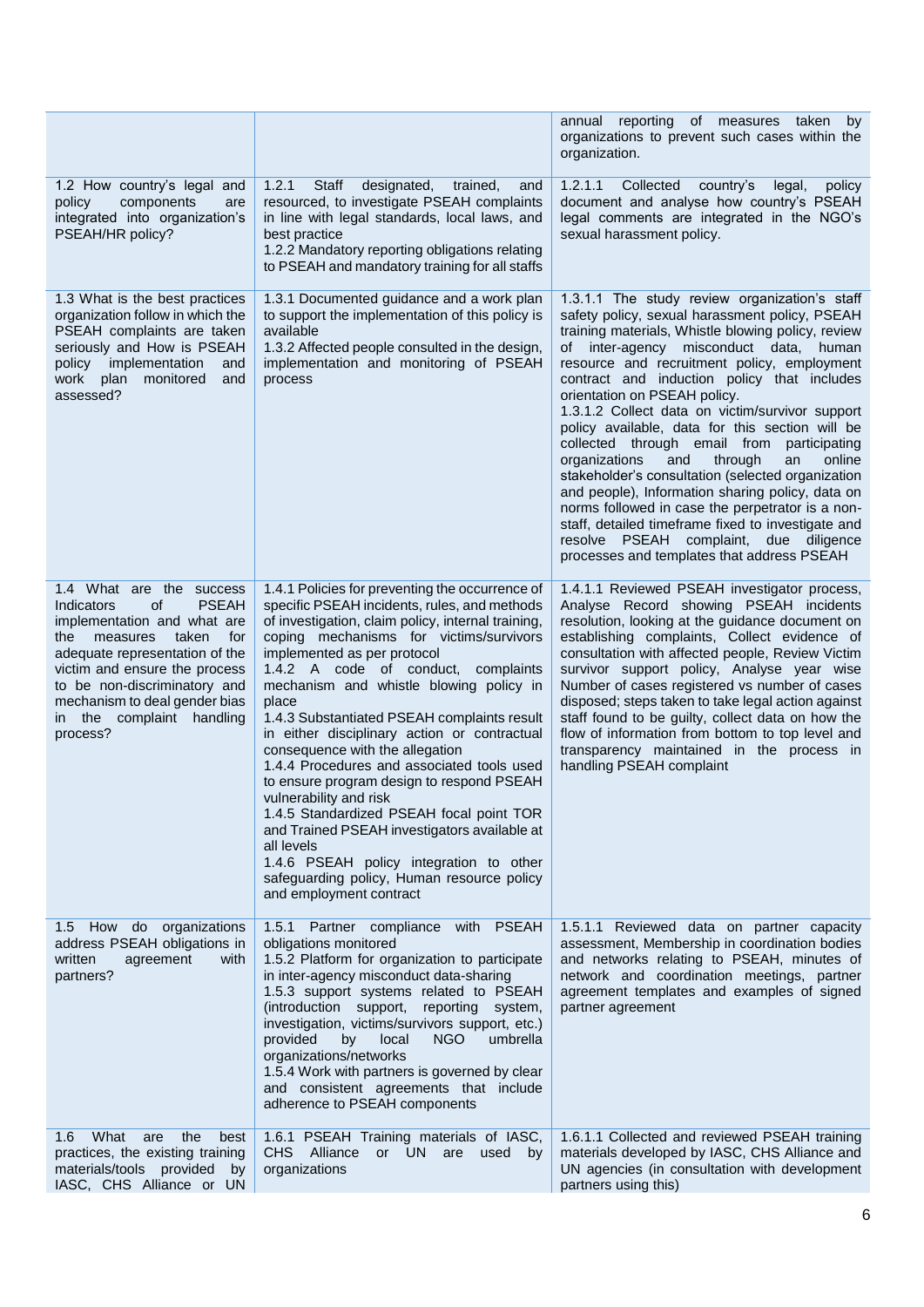| | | |
|---|---|---|
| | | annual reporting of measures taken by organizations to prevent such cases within the organization. |
| 1.2 How country's legal and policy components are integrated into organization's PSEAH/HR policy? | 1.2.1 Staff designated, trained, and resourced, to investigate PSEAH complaints in line with legal standards, local laws, and best practice<br>1.2.2 Mandatory reporting obligations relating to PSEAH and mandatory training for all staffs | 1.2.1.1 Collected country's legal, policy document and analyse how country's PSEAH legal comments are integrated in the NGO's sexual harassment policy. |
| 1.3 What is the best practices organization follow in which the PSEAH complaints are taken seriously and How is PSEAH policy implementation and work plan monitored and assessed? | 1.3.1 Documented guidance and a work plan to support the implementation of this policy is available<br>1.3.2 Affected people consulted in the design, implementation and monitoring of PSEAH process | 1.3.1.1 The study review organization's staff safety policy, sexual harassment policy, PSEAH training materials, Whistle blowing policy, review of inter-agency misconduct data, human resource and recruitment policy, employment contract and induction policy that includes orientation on PSEAH policy.<br>1.3.1.2 Collect data on victim/survivor support policy available, data for this section will be collected through email from participating organizations and through an online stakeholder's consultation (selected organization and people), Information sharing policy, data on norms followed in case the perpetrator is a non-staff, detailed timeframe fixed to investigate and resolve PSEAH complaint, due diligence processes and templates that address PSEAH |
| 1.4 What are the success Indicators of PSEAH implementation and what are the measures taken for adequate representation of the victim and ensure the process to be non-discriminatory and mechanism to deal gender bias in the complaint handling process? | 1.4.1 Policies for preventing the occurrence of specific PSEAH incidents, rules, and methods of investigation, claim policy, internal training, coping mechanisms for victims/survivors implemented as per protocol<br>1.4.2 A code of conduct, complaints mechanism and whistle blowing policy in place<br>1.4.3 Substantiated PSEAH complaints result in either disciplinary action or contractual consequence with the allegation<br>1.4.4 Procedures and associated tools used to ensure program design to respond PSEAH vulnerability and risk<br>1.4.5 Standardized PSEAH focal point TOR and Trained PSEAH investigators available at all levels<br>1.4.6 PSEAH policy integration to other safeguarding policy, Human resource policy and employment contract | 1.4.1.1 Reviewed PSEAH investigator process, Analyse Record showing PSEAH incidents resolution, looking at the guidance document on establishing complaints, Collect evidence of consultation with affected people, Review Victim survivor support policy, Analyse year wise Number of cases registered vs number of cases disposed; steps taken to take legal action against staff found to be guilty, collect data on how the flow of information from bottom to top level and transparency maintained in the process in handling PSEAH complaint |
| 1.5 How do organizations address PSEAH obligations in written agreement with partners? | 1.5.1 Partner compliance with PSEAH obligations monitored<br>1.5.2 Platform for organization to participate in inter-agency misconduct data-sharing<br>1.5.3 support systems related to PSEAH (introduction support, reporting system, investigation, victims/survivors support, etc.) provided by local NGO umbrella organizations/networks<br>1.5.4 Work with partners is governed by clear and consistent agreements that include adherence to PSEAH components | 1.5.1.1 Reviewed data on partner capacity assessment, Membership in coordination bodies and networks relating to PSEAH, minutes of network and coordination meetings, partner agreement templates and examples of signed partner agreement |
| 1.6 What are the best practices, the existing training materials/tools provided by IASC, CHS Alliance or UN | 1.6.1 PSEAH Training materials of IASC, CHS Alliance or UN are used by organizations | 1.6.1.1 Collected and reviewed PSEAH training materials developed by IASC, CHS Alliance and UN agencies (in consultation with development partners using this) |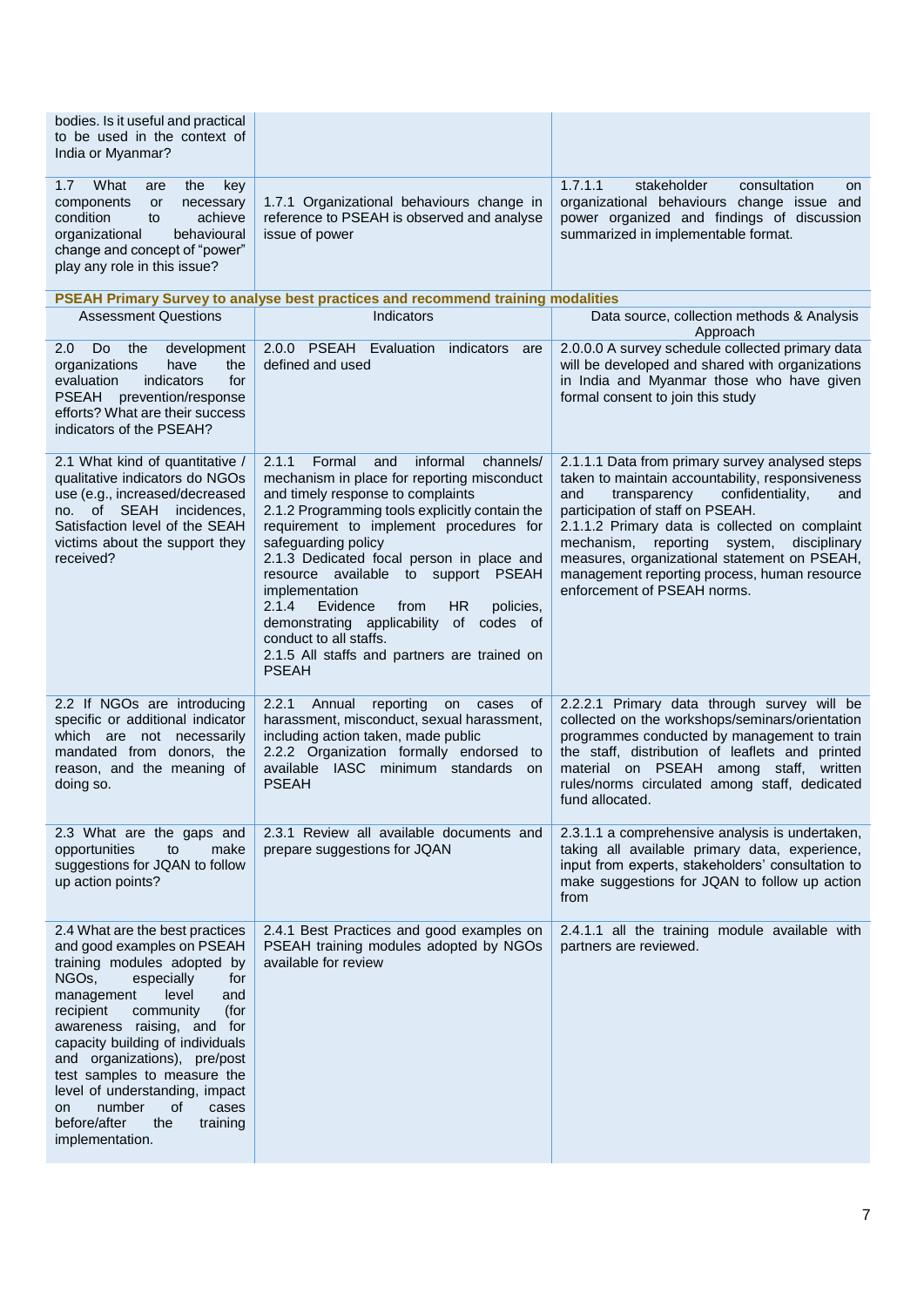| | | |
|---|---|---|
| bodies. Is it useful and practical to be used in the context of India or Myanmar? | | |
| 1.7 What are the key components or necessary condition to achieve organizational behavioural change and concept of "power" play any role in this issue? | 1.7.1 Organizational behaviours change in reference to PSEAH is observed and analyse issue of power | 1.7.1.1 stakeholder consultation on organizational behaviours change issue and power organized and findings of discussion summarized in implementable format. |

**PSEAH Primary Survey to analyse best practices and recommend training modalities**

| Assessment Questions | Indicators | Data source, collection methods & Analysis Approach |
|---|---|---|
| 2.0 Do the development organizations have the evaluation indicators for PSEAH prevention/response efforts? What are their success indicators of the PSEAH? | 2.0.0 PSEAH Evaluation indicators are defined and used | 2.0.0.0 A survey schedule collected primary data will be developed and shared with organizations in India and Myanmar those who have given formal consent to join this study |
| 2.1 What kind of quantitative / qualitative indicators do NGOs use (e.g., increased/decreased no. of SEAH incidences, Satisfaction level of the SEAH victims about the support they received? | 2.1.1 Formal and informal channels/ mechanism in place for reporting misconduct and timely response to complaints<br>2.1.2 Programming tools explicitly contain the requirement to implement procedures for safeguarding policy<br>2.1.3 Dedicated focal person in place and resource available to support PSEAH implementation<br>2.1.4 Evidence from HR policies, demonstrating applicability of codes of conduct to all staffs.<br>2.1.5 All staffs and partners are trained on PSEAH | 2.1.1.1 Data from primary survey analysed steps taken to maintain accountability, responsiveness and transparency confidentiality, and participation of staff on PSEAH.<br>2.1.1.2 Primary data is collected on complaint mechanism, reporting system, disciplinary measures, organizational statement on PSEAH, management reporting process, human resource enforcement of PSEAH norms. |
| 2.2 If NGOs are introducing specific or additional indicator which are not necessarily mandated from donors, the reason, and the meaning of doing so. | 2.2.1 Annual reporting on cases of harassment, misconduct, sexual harassment, including action taken, made public<br>2.2.2 Organization formally endorsed to available IASC minimum standards on PSEAH | 2.2.2.1 Primary data through survey will be collected on the workshops/seminars/orientation programmes conducted by management to train the staff, distribution of leaflets and printed material on PSEAH among staff, written rules/norms circulated among staff, dedicated fund allocated. |
| 2.3 What are the gaps and opportunities to make suggestions for JQAN to follow up action points? | 2.3.1 Review all available documents and prepare suggestions for JQAN | 2.3.1.1 a comprehensive analysis is undertaken, taking all available primary data, experience, input from experts, stakeholders' consultation to make suggestions for JQAN to follow up action from |
| 2.4 What are the best practices and good examples on PSEAH training modules adopted by NGOs, especially for management level and recipient community (for awareness raising, and for capacity building of individuals and organizations), pre/post test samples to measure the level of understanding, impact on number of cases before/after the training implementation. | 2.4.1 Best Practices and good examples on PSEAH training modules adopted by NGOs available for review | 2.4.1.1 all the training module available with partners are reviewed. |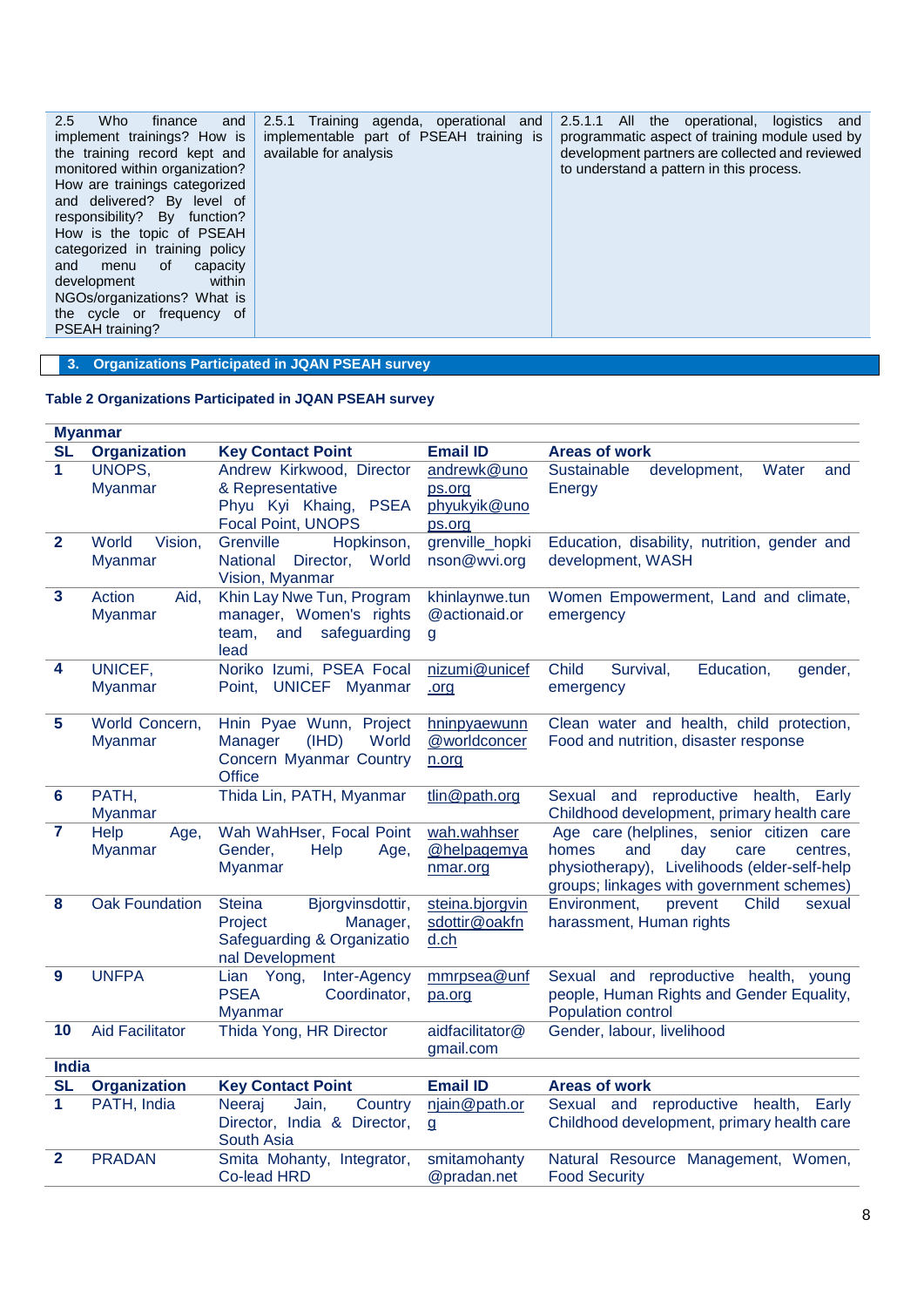| 2.5 Who finance and implement trainings? How is the training record kept and monitored within organization? How are trainings categorized and delivered? By level of responsibility? By function? How is the topic of PSEAH categorized in training policy and menu of capacity development within NGOs/organizations? What is the cycle or frequency of PSEAH training? | 2.5.1 Training agenda, operational and implementable part of PSEAH training is available for analysis | 2.5.1.1 All the operational, logistics and programmatic aspect of training module used by development partners are collected and reviewed to understand a pattern in this process. |
|---|---|---|

## 3. Organizations Participated in JQAN PSEAH survey

**Table 2 Organizations Participated in JQAN PSEAH survey**

| **Myanmar** | | | | |
|---|---|---|---|---|
| **SL** | **Organization** | **Key Contact Point** | **Email ID** | **Areas of work** |
| **1** | UNOPS, Myanmar | Andrew Kirkwood, Director & Representative<br>Phyu Kyi Khaing, PSEA Focal Point, UNOPS | andrewk@unops.org<br>phyukyik@unops.org | Sustainable development, Water and Energy |
| **2** | World Vision, Myanmar | Grenville Hopkinson, National Director, World Vision, Myanmar | grenville_hopkinson@wvi.org | Education, disability, nutrition, gender and development, WASH |
| **3** | Action Aid, Myanmar | Khin Lay Nwe Tun, Program manager, Women's rights team, and safeguarding lead | khinlaynwe.tun@actionaid.org | Women Empowerment, Land and climate, emergency |
| **4** | UNICEF, Myanmar | Noriko Izumi, PSEA Focal Point, UNICEF Myanmar | nizumi@unicef.org | Child Survival, Education, gender, emergency |
| **5** | World Concern, Myanmar | Hnin Pyae Wunn, Project Manager (IHD) World Concern Myanmar Country Office | hninpyaewunn@worldconcern.org | Clean water and health, child protection, Food and nutrition, disaster response |
| **6** | PATH, Myanmar | Thida Lin, PATH, Myanmar | tlin@path.org | Sexual and reproductive health, Early Childhood development, primary health care |
| **7** | Help Age, Myanmar | Wah WahHser, Focal Point Gender, Help Age, Myanmar | wah.wahhser@helpagemyanmar.org | Age care (helplines, senior citizen care homes and day care centres, physiotherapy), Livelihoods (elder-self-help groups; linkages with government schemes) |
| **8** | Oak Foundation | Steina Bjorgvinsdottir, Project Manager, Safeguarding & Organizational Development | steina.bjorgvinsdottir@oakfnd.ch | Environment, prevent Child sexual harassment, Human rights |
| **9** | UNFPA | Lian Yong, Inter-Agency PSEA Coordinator, Myanmar | mmrpsea@unfpa.org | Sexual and reproductive health, young people, Human Rights and Gender Equality, Population control |
| **10** | Aid Facilitator | Thida Yong, HR Director | aidfacilitator@gmail.com | Gender, labour, livelihood |
| **India** | | | | |
| **SL** | **Organization** | **Key Contact Point** | **Email ID** | **Areas of work** |
| **1** | PATH, India | Neeraj Jain, Country Director, India & Director, South Asia | njain@path.org | Sexual and reproductive health, Early Childhood development, primary health care |
| **2** | PRADAN | Smita Mohanty, Integrator, Co-lead HRD | smitamohanty@pradan.net | Natural Resource Management, Women, Food Security |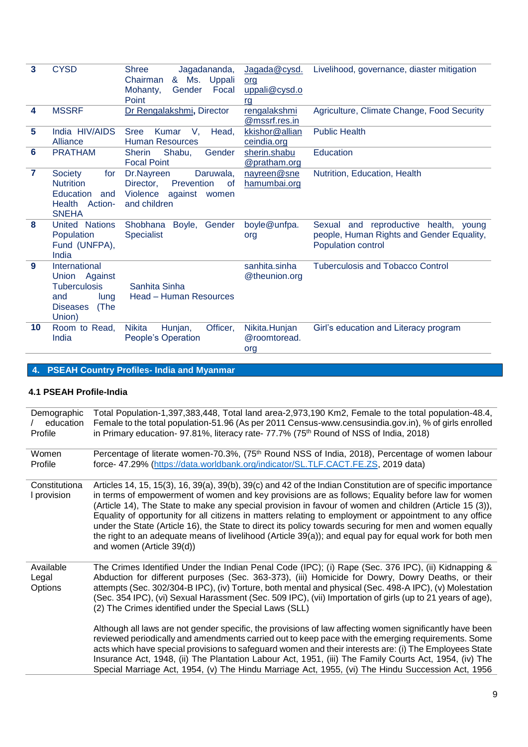| 3 | CYSD | Shree Jagadananda, Chairman & Ms. Uppali Mohanty, Gender Focal Point | Jagada@cysd.org uppali@cysd.org | Livelihood, governance, diaster mitigation |
|---|---|---|---|---|
| 4 | MSSRF | Dr Rengalakshmi, Director | rengalakshmi@mssrf.res.in | Agriculture, Climate Change, Food Security |
| 5 | India HIV/AIDS Alliance | Sree Kumar V, Head, Human Resources | kkishor@allianceindia.org | Public Health |
| 6 | PRATHAM | Sherin Shabu, Gender Focal Point | sherin.shabu@pratham.org | Education |
| 7 | Society for Nutrition Education and Health Action-SNEHA | Dr.Nayreen Daruwala, Director, Prevention of Violence against women and children | nayreen@snehamumbai.org | Nutrition, Education, Health |
| 8 | United Nations Population Fund (UNFPA), India | Shobhana Boyle, Gender Specialist | boyle@unfpa.org | Sexual and reproductive health, young people, Human Rights and Gender Equality, Population control |
| 9 | International Union Against Tuberculosis and lung Diseases (The Union) | Sanhita Sinha Head – Human Resources | sanhita.sinha@theunion.org | Tuberculosis and Tobacco Control |
| 10 | Room to Read, India | Nikita Hunjan, Officer, People's Operation | Nikita.Hunjan@roomtoread.org | Girl's education and Literacy program |

## 4. PSEAH Country Profiles- India and Myanmar

### 4.1 PSEAH Profile-India

| | |
|---|---|
| Demographic / education Profile | Total Population-1,397,383,448, Total land area-2,973,190 Km2, Female to the total population-48.4, Female to the total population-51.96 (As per 2011 Census-www.censusindia.gov.in), % of girls enrolled in Primary education- 97.81%, literacy rate- 77.7% (75th Round of NSS of India, 2018) |
| Women Profile | Percentage of literate women-70.3%, (75th Round NSS of India, 2018), Percentage of women labour force- 47.29% (https://data.worldbank.org/indicator/SL.TLF.CACT.FE.ZS, 2019 data) |
| Constitutional provision | Articles 14, 15, 15(3), 16, 39(a), 39(b), 39(c) and 42 of the Indian Constitution are of specific importance in terms of empowerment of women and key provisions are as follows; Equality before law for women (Article 14), The State to make any special provision in favour of women and children (Article 15 (3)), Equality of opportunity for all citizens in matters relating to employment or appointment to any office under the State (Article 16), the State to direct its policy towards securing for men and women equally the right to an adequate means of livelihood (Article 39(a)); and equal pay for equal work for both men and women (Article 39(d)) |
| Available Legal Options | The Crimes Identified Under the Indian Penal Code (IPC); (i) Rape (Sec. 376 IPC), (ii) Kidnapping & Abduction for different purposes (Sec. 363-373), (iii) Homicide for Dowry, Dowry Deaths, or their attempts (Sec. 302/304-B IPC), (iv) Torture, both mental and physical (Sec. 498-A IPC), (v) Molestation (Sec. 354 IPC), (vi) Sexual Harassment (Sec. 509 IPC), (vii) Importation of girls (up to 21 years of age), (2) The Crimes identified under the Special Laws (SLL)<br><br>Although all laws are not gender specific, the provisions of law affecting women significantly have been reviewed periodically and amendments carried out to keep pace with the emerging requirements. Some acts which have special provisions to safeguard women and their interests are: (i) The Employees State Insurance Act, 1948, (ii) The Plantation Labour Act, 1951, (iii) The Family Courts Act, 1954, (iv) The Special Marriage Act, 1954, (v) The Hindu Marriage Act, 1955, (vi) The Hindu Succession Act, 1956 |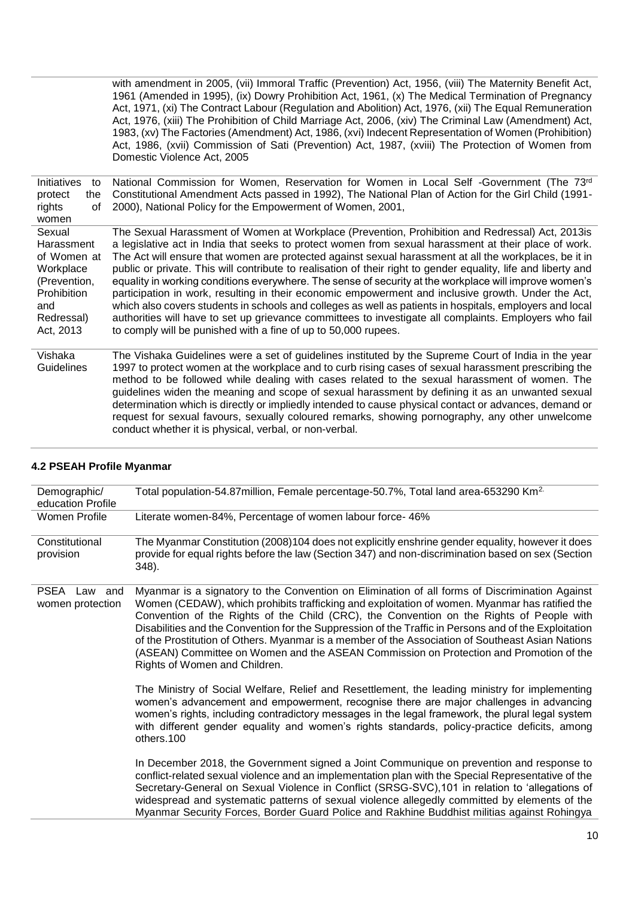| | |
|---|---|
| | with amendment in 2005, (vii) Immoral Traffic (Prevention) Act, 1956, (viii) The Maternity Benefit Act, 1961 (Amended in 1995), (ix) Dowry Prohibition Act, 1961, (x) The Medical Termination of Pregnancy Act, 1971, (xi) The Contract Labour (Regulation and Abolition) Act, 1976, (xii) The Equal Remuneration Act, 1976, (xiii) The Prohibition of Child Marriage Act, 2006, (xiv) The Criminal Law (Amendment) Act, 1983, (xv) The Factories (Amendment) Act, 1986, (xvi) Indecent Representation of Women (Prohibition) Act, 1986, (xvii) Commission of Sati (Prevention) Act, 1987, (xviii) The Protection of Women from Domestic Violence Act, 2005 |
| Initiatives to protect the rights of women | National Commission for Women, Reservation for Women in Local Self -Government (The 73rd Constitutional Amendment Acts passed in 1992), The National Plan of Action for the Girl Child (1991-2000), National Policy for the Empowerment of Women, 2001, |
| Sexual Harassment of Women at Workplace (Prevention, Prohibition and Redressal) Act, 2013 | The Sexual Harassment of Women at Workplace (Prevention, Prohibition and Redressal) Act, 2013is a legislative act in India that seeks to protect women from sexual harassment at their place of work. The Act will ensure that women are protected against sexual harassment at all the workplaces, be it in public or private. This will contribute to realisation of their right to gender equality, life and liberty and equality in working conditions everywhere. The sense of security at the workplace will improve women's participation in work, resulting in their economic empowerment and inclusive growth. Under the Act, which also covers students in schools and colleges as well as patients in hospitals, employers and local authorities will have to set up grievance committees to investigate all complaints. Employers who fail to comply will be punished with a fine of up to 50,000 rupees. |
| Vishaka Guidelines | The Vishaka Guidelines were a set of guidelines instituted by the Supreme Court of India in the year 1997 to protect women at the workplace and to curb rising cases of sexual harassment prescribing the method to be followed while dealing with cases related to the sexual harassment of women. The guidelines widen the meaning and scope of sexual harassment by defining it as an unwanted sexual determination which is directly or impliedly intended to cause physical contact or advances, demand or request for sexual favours, sexually coloured remarks, showing pornography, any other unwelcome conduct whether it is physical, verbal, or non-verbal. |

### 4.2 PSEAH Profile Myanmar

| | |
|---|---|
| Demographic/ education Profile | Total population-54.87million, Female percentage-50.7%, Total land area-653290 Km$^2$. |
| Women Profile | Literate women-84%, Percentage of women labour force- 46% |
| Constitutional provision | The Myanmar Constitution (2008)104 does not explicitly enshrine gender equality, however it does provide for equal rights before the law (Section 347) and non-discrimination based on sex (Section 348). |
| PSEA Law and women protection | Myanmar is a signatory to the Convention on Elimination of all forms of Discrimination Against Women (CEDAW), which prohibits trafficking and exploitation of women. Myanmar has ratified the Convention of the Rights of the Child (CRC), the Convention on the Rights of People with Disabilities and the Convention for the Suppression of the Traffic in Persons and of the Exploitation of the Prostitution of Others. Myanmar is a member of the Association of Southeast Asian Nations (ASEAN) Committee on Women and the ASEAN Commission on Protection and Promotion of the Rights of Women and Children.<br><br>The Ministry of Social Welfare, Relief and Resettlement, the leading ministry for implementing women's advancement and empowerment, recognise there are major challenges in advancing women's rights, including contradictory messages in the legal framework, the plural legal system with different gender equality and women's rights standards, policy-practice deficits, among others.100<br><br>In December 2018, the Government signed a Joint Communique on prevention and response to conflict-related sexual violence and an implementation plan with the Special Representative of the Secretary-General on Sexual Violence in Conflict (SRSG-SVC),101 in relation to 'allegations of widespread and systematic patterns of sexual violence allegedly committed by elements of the Myanmar Security Forces, Border Guard Police and Rakhine Buddhist militias against Rohingya |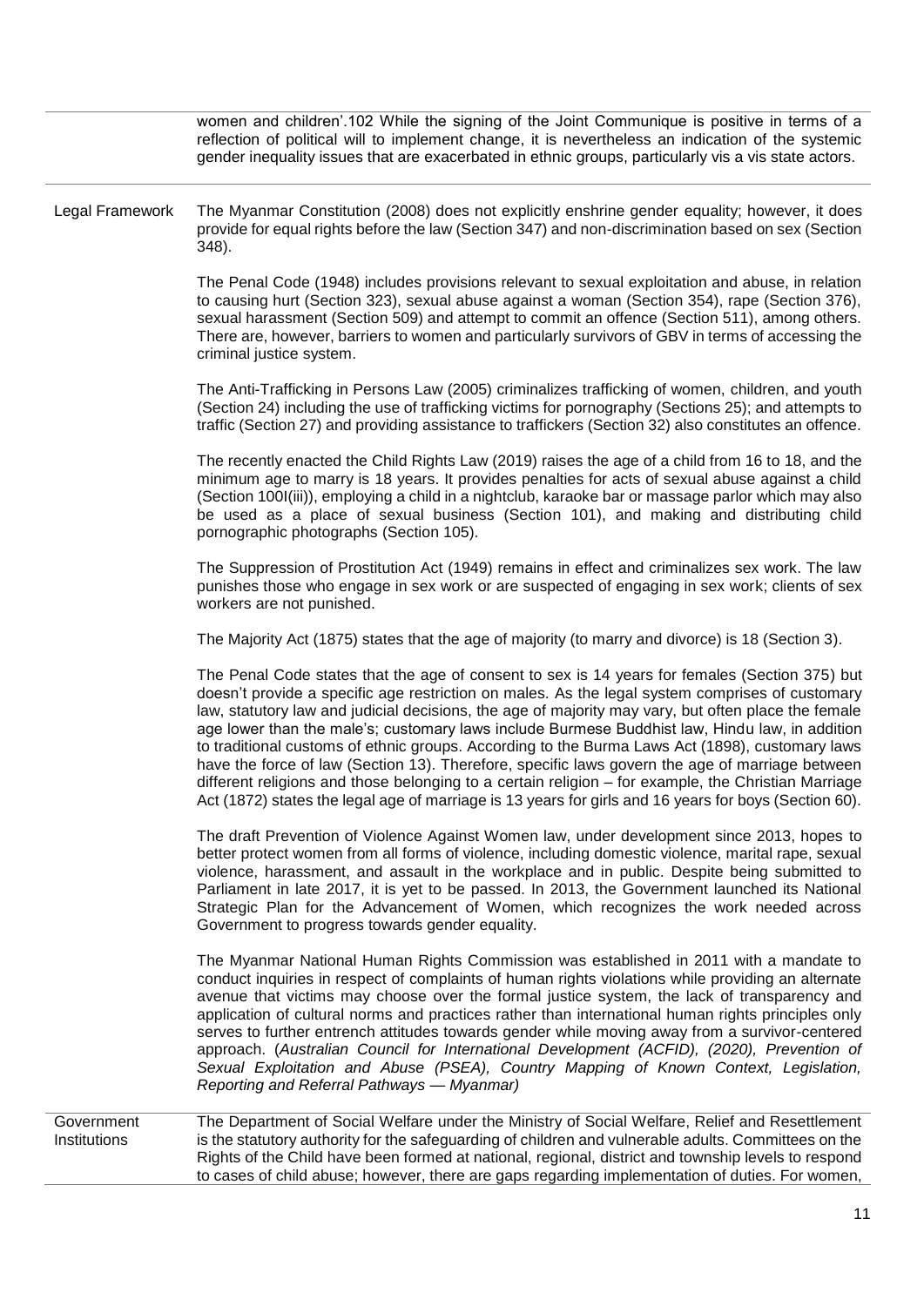| | |
|---|---|
| | women and children'.102 While the signing of the Joint Communique is positive in terms of a reflection of political will to implement change, it is nevertheless an indication of the systemic gender inequality issues that are exacerbated in ethnic groups, particularly vis a vis state actors. |
| Legal Framework | The Myanmar Constitution (2008) does not explicitly enshrine gender equality; however, it does provide for equal rights before the law (Section 347) and non-discrimination based on sex (Section 348).<br><br>The Penal Code (1948) includes provisions relevant to sexual exploitation and abuse, in relation to causing hurt (Section 323), sexual abuse against a woman (Section 354), rape (Section 376), sexual harassment (Section 509) and attempt to commit an offence (Section 511), among others. There are, however, barriers to women and particularly survivors of GBV in terms of accessing the criminal justice system.<br><br>The Anti-Trafficking in Persons Law (2005) criminalizes trafficking of women, children, and youth (Section 24) including the use of trafficking victims for pornography (Sections 25); and attempts to traffic (Section 27) and providing assistance to traffickers (Section 32) also constitutes an offence.<br><br>The recently enacted the Child Rights Law (2019) raises the age of a child from 16 to 18, and the minimum age to marry is 18 years. It provides penalties for acts of sexual abuse against a child (Section 100I(iii)), employing a child in a nightclub, karaoke bar or massage parlor which may also be used as a place of sexual business (Section 101), and making and distributing child pornographic photographs (Section 105).<br><br>The Suppression of Prostitution Act (1949) remains in effect and criminalizes sex work. The law punishes those who engage in sex work or are suspected of engaging in sex work; clients of sex workers are not punished.<br><br>The Majority Act (1875) states that the age of majority (to marry and divorce) is 18 (Section 3).<br><br>The Penal Code states that the age of consent to sex is 14 years for females (Section 375) but doesn't provide a specific age restriction on males. As the legal system comprises of customary law, statutory law and judicial decisions, the age of majority may vary, but often place the female age lower than the male's; customary laws include Burmese Buddhist law, Hindu law, in addition to traditional customs of ethnic groups. According to the Burma Laws Act (1898), customary laws have the force of law (Section 13). Therefore, specific laws govern the age of marriage between different religions and those belonging to a certain religion – for example, the Christian Marriage Act (1872) states the legal age of marriage is 13 years for girls and 16 years for boys (Section 60).<br><br>The draft Prevention of Violence Against Women law, under development since 2013, hopes to better protect women from all forms of violence, including domestic violence, marital rape, sexual violence, harassment, and assault in the workplace and in public. Despite being submitted to Parliament in late 2017, it is yet to be passed. In 2013, the Government launched its National Strategic Plan for the Advancement of Women, which recognizes the work needed across Government to progress towards gender equality.<br><br>The Myanmar National Human Rights Commission was established in 2011 with a mandate to conduct inquiries in respect of complaints of human rights violations while providing an alternate avenue that victims may choose over the formal justice system, the lack of transparency and application of cultural norms and practices rather than international human rights principles only serves to further entrench attitudes towards gender while moving away from a survivor-centered approach. (*Australian Council for International Development (ACFID), (2020), Prevention of Sexual Exploitation and Abuse (PSEA), Country Mapping of Known Context, Legislation, Reporting and Referral Pathways — Myanmar)* |
| Government Institutions | The Department of Social Welfare under the Ministry of Social Welfare, Relief and Resettlement is the statutory authority for the safeguarding of children and vulnerable adults. Committees on the Rights of the Child have been formed at national, regional, district and township levels to respond to cases of child abuse; however, there are gaps regarding implementation of duties. For women, |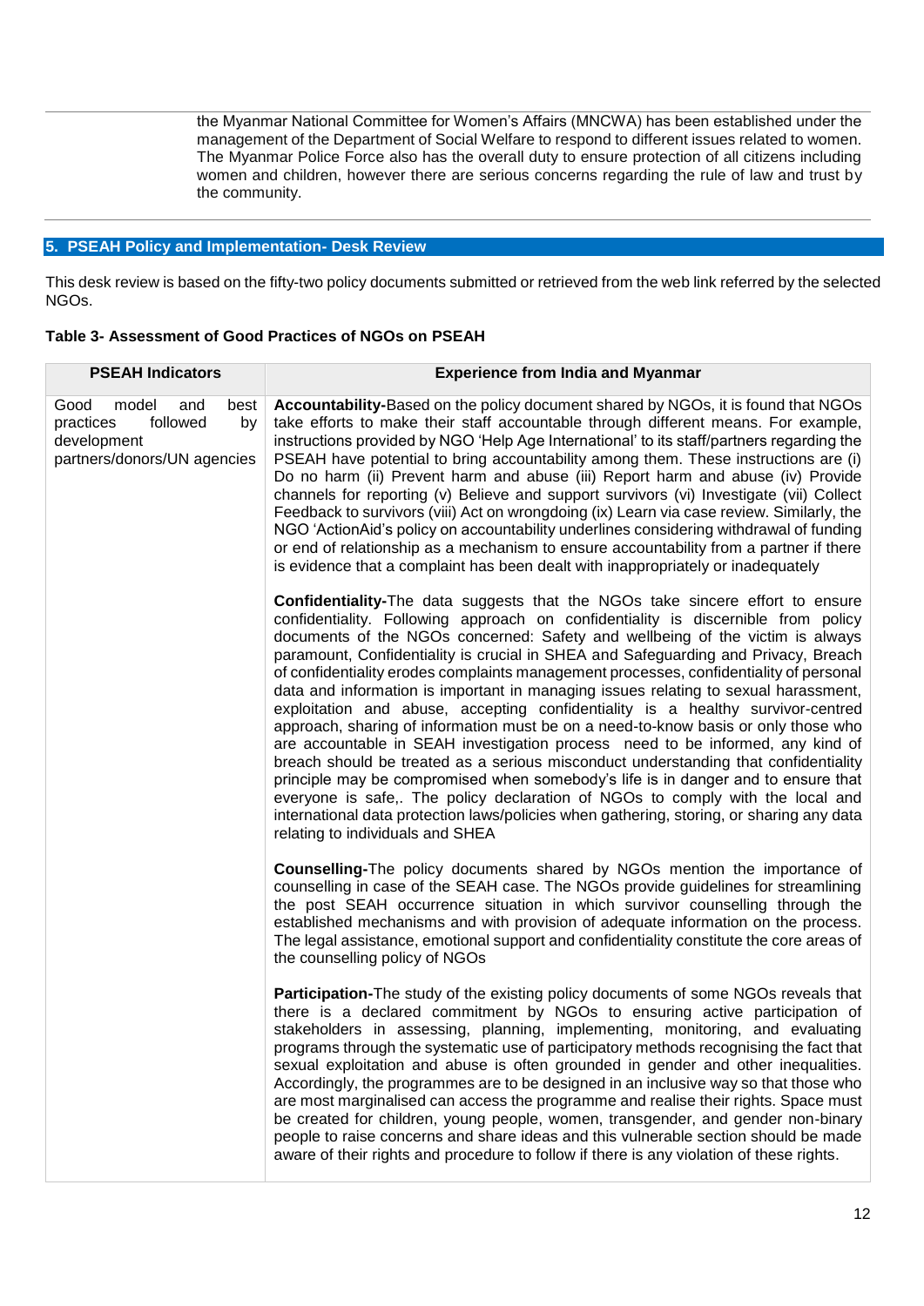the Myanmar National Committee for Women's Affairs (MNCWA) has been established under the management of the Department of Social Welfare to respond to different issues related to women. The Myanmar Police Force also has the overall duty to ensure protection of all citizens including women and children, however there are serious concerns regarding the rule of law and trust by the community.

## 5. PSEAH Policy and Implementation- Desk Review

This desk review is based on the fifty-two policy documents submitted or retrieved from the web link referred by the selected NGOs.

**Table 3- Assessment of Good Practices of NGOs on PSEAH**

| PSEAH Indicators | Experience from India and Myanmar |
|---|---|
| Good model and best practices followed by development partners/donors/UN agencies | **Accountability-**Based on the policy document shared by NGOs, it is found that NGOs take efforts to make their staff accountable through different means. For example, instructions provided by NGO 'Help Age International' to its staff/partners regarding the PSEAH have potential to bring accountability among them. These instructions are (i) Do no harm (ii) Prevent harm and abuse (iii) Report harm and abuse (iv) Provide channels for reporting (v) Believe and support survivors (vi) Investigate (vii) Collect Feedback to survivors (viii) Act on wrongdoing (ix) Learn via case review. Similarly, the NGO 'ActionAid's policy on accountability underlines considering withdrawal of funding or end of relationship as a mechanism to ensure accountability from a partner if there is evidence that a complaint has been dealt with inappropriately or inadequately<br><br>**Confidentiality-**The data suggests that the NGOs take sincere effort to ensure confidentiality. Following approach on confidentiality is discernible from policy documents of the NGOs concerned: Safety and wellbeing of the victim is always paramount, Confidentiality is crucial in SHEA and Safeguarding and Privacy, Breach of confidentiality erodes complaints management processes, confidentiality of personal data and information is important in managing issues relating to sexual harassment, exploitation and abuse, accepting confidentiality is a healthy survivor-centred approach, sharing of information must be on a need-to-know basis or only those who are accountable in SEAH investigation process need to be informed, any kind of breach should be treated as a serious misconduct understanding that confidentiality principle may be compromised when somebody's life is in danger and to ensure that everyone is safe,. The policy declaration of NGOs to comply with the local and international data protection laws/policies when gathering, storing, or sharing any data relating to individuals and SHEA<br><br>**Counselling-**The policy documents shared by NGOs mention the importance of counselling in case of the SEAH case. The NGOs provide guidelines for streamlining the post SEAH occurrence situation in which survivor counselling through the established mechanisms and with provision of adequate information on the process. The legal assistance, emotional support and confidentiality constitute the core areas of the counselling policy of NGOs<br><br>**Participation-**The study of the existing policy documents of some NGOs reveals that there is a declared commitment by NGOs to ensuring active participation of stakeholders in assessing, planning, implementing, monitoring, and evaluating programs through the systematic use of participatory methods recognising the fact that sexual exploitation and abuse is often grounded in gender and other inequalities. Accordingly, the programmes are to be designed in an inclusive way so that those who are most marginalised can access the programme and realise their rights. Space must be created for children, young people, women, transgender, and gender non-binary people to raise concerns and share ideas and this vulnerable section should be made aware of their rights and procedure to follow if there is any violation of these rights. |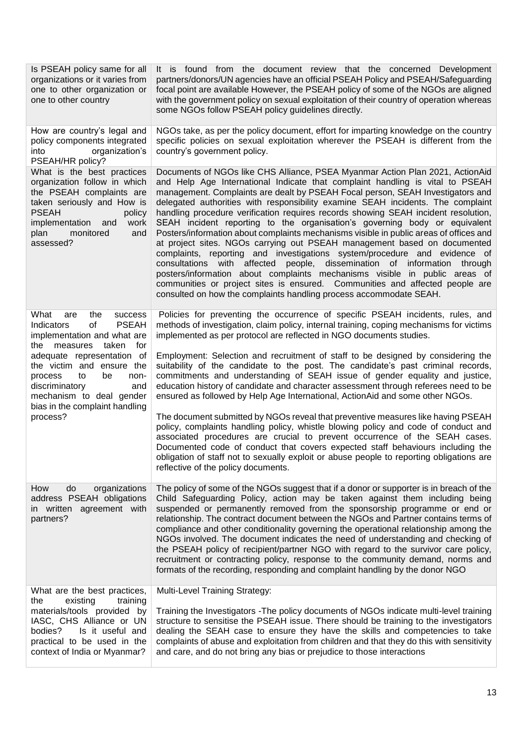| | |
|---|---|
| Is PSEAH policy same for all organizations or it varies from one to other organization or one to other country | It is found from the document review that the concerned Development partners/donors/UN agencies have an official PSEAH Policy and PSEAH/Safeguarding focal point are available However, the PSEAH policy of some of the NGOs are aligned with the government policy on sexual exploitation of their country of operation whereas some NGOs follow PSEAH policy guidelines directly. |
| How are country's legal and policy components integrated into organization's PSEAH/HR policy? | NGOs take, as per the policy document, effort for imparting knowledge on the country specific policies on sexual exploitation wherever the PSEAH is different from the country's government policy. |
| What is the best practices organization follow in which the PSEAH complaints are taken seriously and How is PSEAH policy implementation and work plan monitored and assessed? | Documents of NGOs like CHS Alliance, PSEA Myanmar Action Plan 2021, ActionAid and Help Age International Indicate that complaint handling is vital to PSEAH management. Complaints are dealt by PSEAH Focal person, SEAH Investigators and delegated authorities with responsibility examine SEAH incidents. The complaint handling procedure verification requires records showing SEAH incident resolution, SEAH incident reporting to the organisation's governing body or equivalent Posters/information about complaints mechanisms visible in public areas of offices and at project sites. NGOs carrying out PSEAH management based on documented complaints, reporting and investigations system/procedure and evidence of consultations with affected people, dissemination of information through posters/information about complaints mechanisms visible in public areas of communities or project sites is ensured. Communities and affected people are consulted on how the complaints handling process accommodate SEAH. |
| What are the success Indicators of PSEAH implementation and what are the measures taken for adequate representation of the victim and ensure the process to be non-discriminatory and mechanism to deal gender bias in the complaint handling process? | Policies for preventing the occurrence of specific PSEAH incidents, rules, and methods of investigation, claim policy, internal training, coping mechanisms for victims implemented as per protocol are reflected in NGO documents studies.<br><br>Employment: Selection and recruitment of staff to be designed by considering the suitability of the candidate to the post. The candidate's past criminal records, commitments and understanding of SEAH issue of gender equality and justice, education history of candidate and character assessment through referees need to be ensured as followed by Help Age International, ActionAid and some other NGOs.<br><br>The document submitted by NGOs reveal that preventive measures like having PSEAH policy, complaints handling policy, whistle blowing policy and code of conduct and associated procedures are crucial to prevent occurrence of the SEAH cases. Documented code of conduct that covers expected staff behaviours including the obligation of staff not to sexually exploit or abuse people to reporting obligations are reflective of the policy documents. |
| How do organizations address PSEAH obligations in written agreement with partners? | The policy of some of the NGOs suggest that if a donor or supporter is in breach of the Child Safeguarding Policy, action may be taken against them including being suspended or permanently removed from the sponsorship programme or end or relationship. The contract document between the NGOs and Partner contains terms of compliance and other conditionality governing the operational relationship among the NGOs involved. The document indicates the need of understanding and checking of the PSEAH policy of recipient/partner NGO with regard to the survivor care policy, recruitment or contracting policy, response to the community demand, norms and formats of the recording, responding and complaint handling by the donor NGO |
| What are the best practices, the existing training materials/tools provided by IASC, CHS Alliance or UN bodies? Is it useful and practical to be used in the context of India or Myanmar? | Multi-Level Training Strategy:<br><br>Training the Investigators -The policy documents of NGOs indicate multi-level training structure to sensitise the PSEAH issue. There should be training to the investigators dealing the SEAH case to ensure they have the skills and competencies to take complaints of abuse and exploitation from children and that they do this with sensitivity and care, and do not bring any bias or prejudice to those interactions |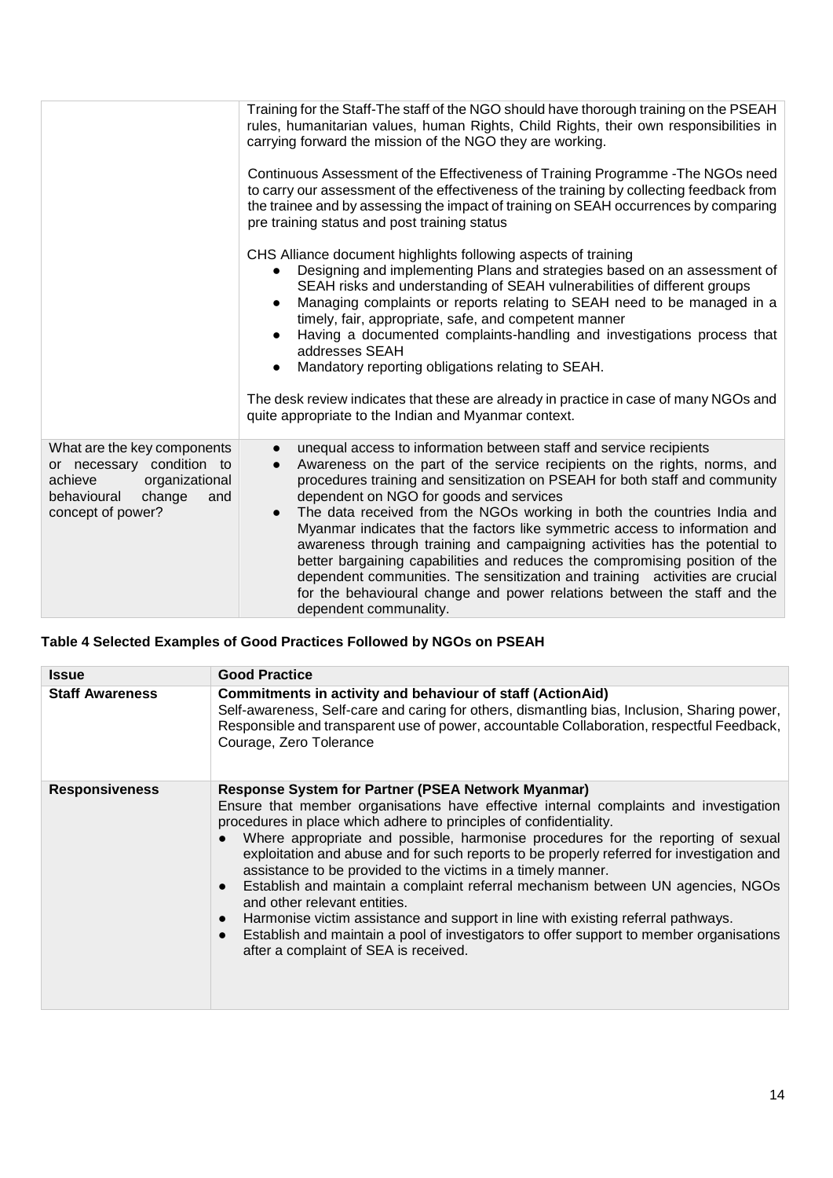| | |
|---|---|
| | Training for the Staff-The staff of the NGO should have thorough training on the PSEAH rules, humanitarian values, human Rights, Child Rights, their own responsibilities in carrying forward the mission of the NGO they are working.<br><br>Continuous Assessment of the Effectiveness of Training Programme -The NGOs need to carry our assessment of the effectiveness of the training by collecting feedback from the trainee and by assessing the impact of training on SEAH occurrences by comparing pre training status and post training status<br><br>CHS Alliance document highlights following aspects of training<br>● Designing and implementing Plans and strategies based on an assessment of SEAH risks and understanding of SEAH vulnerabilities of different groups<br>● Managing complaints or reports relating to SEAH need to be managed in a timely, fair, appropriate, safe, and competent manner<br>● Having a documented complaints-handling and investigations process that addresses SEAH<br>● Mandatory reporting obligations relating to SEAH.<br><br>The desk review indicates that these are already in practice in case of many NGOs and quite appropriate to the Indian and Myanmar context. |
| What are the key components or necessary condition to achieve organizational behavioural change and concept of power? | ● unequal access to information between staff and service recipients<br>● Awareness on the part of the service recipients on the rights, norms, and procedures training and sensitization on PSEAH for both staff and community dependent on NGO for goods and services<br>● The data received from the NGOs working in both the countries India and Myanmar indicates that the factors like symmetric access to information and awareness through training and campaigning activities has the potential to better bargaining capabilities and reduces the compromising position of the dependent communities. The sensitization and training activities are crucial for the behavioural change and power relations between the staff and the dependent communality. |

**Table 4 Selected Examples of Good Practices Followed by NGOs on PSEAH**

| Issue | Good Practice |
|---|---|
| **Staff Awareness** | **Commitments in activity and behaviour of staff (ActionAid)**<br>Self-awareness, Self-care and caring for others, dismantling bias, Inclusion, Sharing power, Responsible and transparent use of power, accountable Collaboration, respectful Feedback, Courage, Zero Tolerance |
| **Responsiveness** | **Response System for Partner (PSEA Network Myanmar)**<br>Ensure that member organisations have effective internal complaints and investigation procedures in place which adhere to principles of confidentiality.<br>● Where appropriate and possible, harmonise procedures for the reporting of sexual exploitation and abuse and for such reports to be properly referred for investigation and assistance to be provided to the victims in a timely manner.<br>● Establish and maintain a complaint referral mechanism between UN agencies, NGOs and other relevant entities.<br>● Harmonise victim assistance and support in line with existing referral pathways.<br>● Establish and maintain a pool of investigators to offer support to member organisations after a complaint of SEA is received. |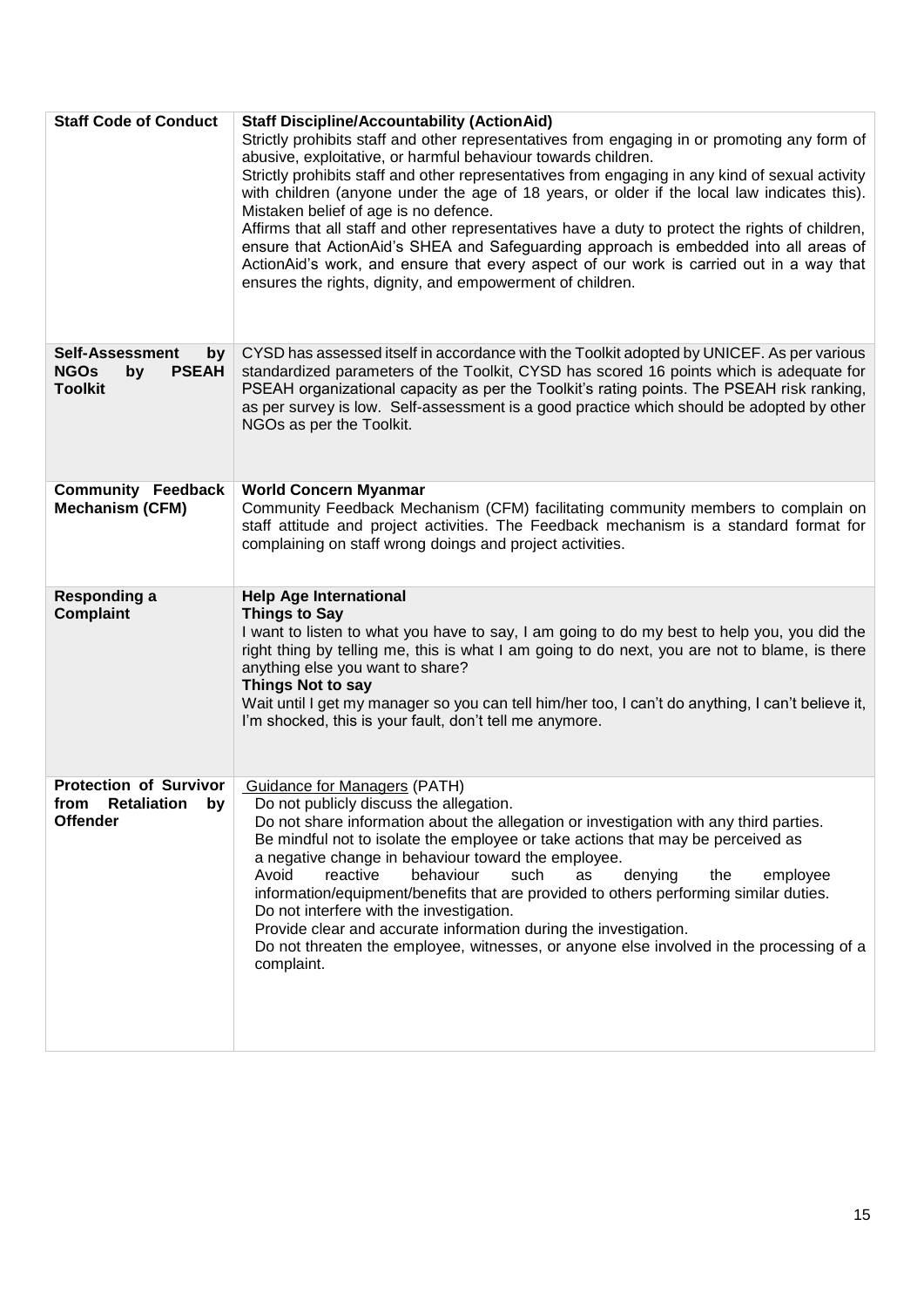| | |
|---|---|
| **Staff Code of Conduct** | **Staff Discipline/Accountability (ActionAid)**<br>Strictly prohibits staff and other representatives from engaging in or promoting any form of abusive, exploitative, or harmful behaviour towards children.<br>Strictly prohibits staff and other representatives from engaging in any kind of sexual activity with children (anyone under the age of 18 years, or older if the local law indicates this). Mistaken belief of age is no defence.<br>Affirms that all staff and other representatives have a duty to protect the rights of children, ensure that ActionAid's SHEA and Safeguarding approach is embedded into all areas of ActionAid's work, and ensure that every aspect of our work is carried out in a way that ensures the rights, dignity, and empowerment of children. |
| **Self-Assessment by NGOs by PSEAH Toolkit** | CYSD has assessed itself in accordance with the Toolkit adopted by UNICEF. As per various standardized parameters of the Toolkit, CYSD has scored 16 points which is adequate for PSEAH organizational capacity as per the Toolkit's rating points. The PSEAH risk ranking, as per survey is low. Self-assessment is a good practice which should be adopted by other NGOs as per the Toolkit. |
| **Community Feedback Mechanism (CFM)** | **World Concern Myanmar**<br>Community Feedback Mechanism (CFM) facilitating community members to complain on staff attitude and project activities. The Feedback mechanism is a standard format for complaining on staff wrong doings and project activities. |
| **Responding a Complaint** | **Help Age International**<br>**Things to Say**<br>I want to listen to what you have to say, I am going to do my best to help you, you did the right thing by telling me, this is what I am going to do next, you are not to blame, is there anything else you want to share?<br>**Things Not to say**<br>Wait until I get my manager so you can tell him/her too, I can't do anything, I can't believe it, I'm shocked, this is your fault, don't tell me anymore. |
| **Protection of Survivor from Retaliation by Offender** | Guidance for Managers (PATH)<br>Do not publicly discuss the allegation.<br>Do not share information about the allegation or investigation with any third parties.<br>Be mindful not to isolate the employee or take actions that may be perceived as a negative change in behaviour toward the employee.<br>Avoid reactive behaviour such as denying the employee information/equipment/benefits that are provided to others performing similar duties.<br>Do not interfere with the investigation.<br>Provide clear and accurate information during the investigation.<br>Do not threaten the employee, witnesses, or anyone else involved in the processing of a complaint. |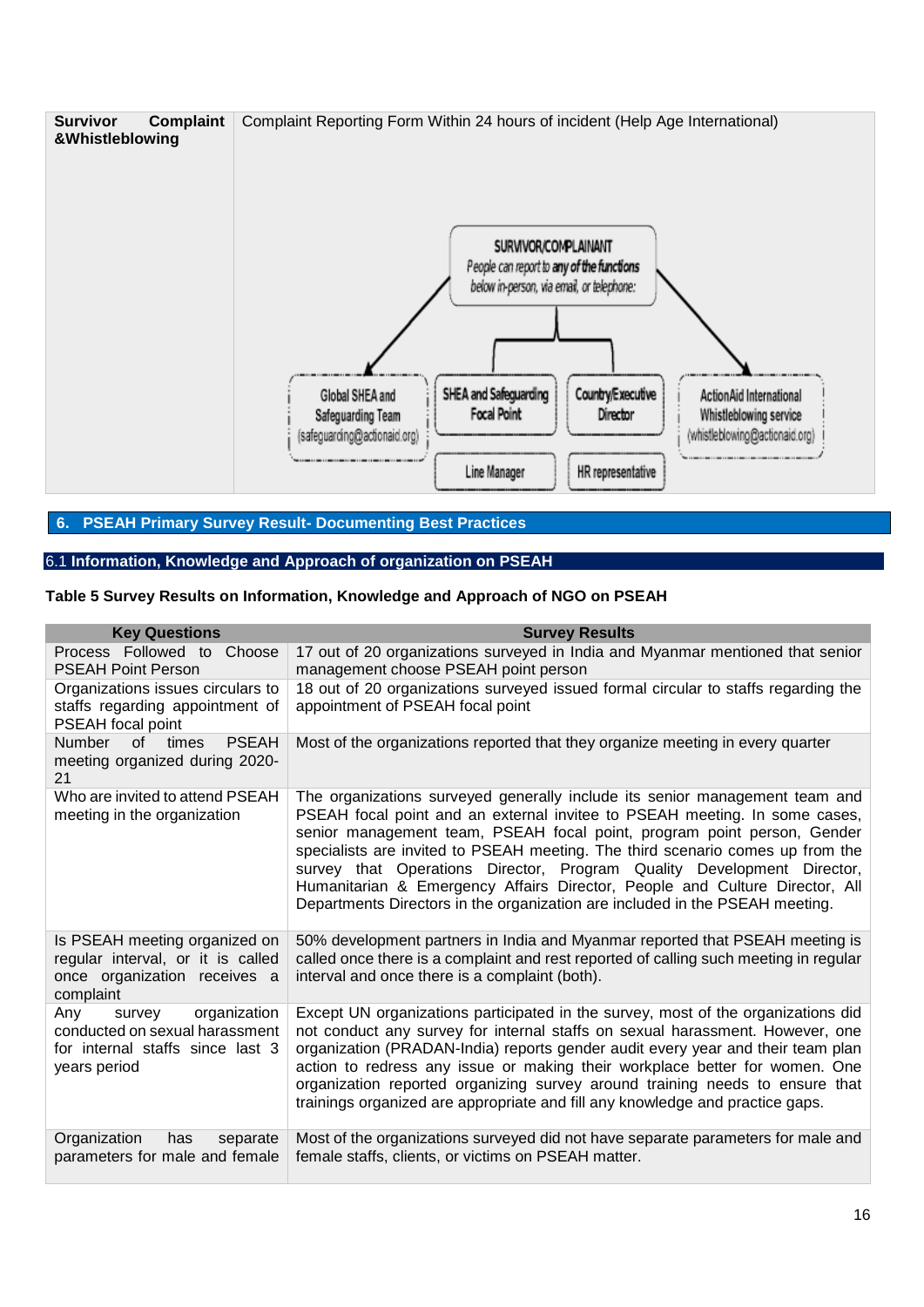| Survivor Complaint &Whistleblowing | Complaint Reporting Form Within 24 hours of incident (Help Age International)<br><br>SURVIVOR/COMPLAINANT<br>People can report to any of the functions below in-person, via email, or telephone:<br><br>Global SHEA and Safeguarding Team (safeguarding@actionaid.org)<br>SHEA and Safeguarding Focal Point<br>Country/Executive Director<br>ActionAid International Whistleblowing service (whistleblowing@actionaid.org)<br>Line Manager<br>HR representative |
|---|---|

## 6. PSEAH Primary Survey Result- Documenting Best Practices

### 6.1 Information, Knowledge and Approach of organization on PSEAH

**Table 5 Survey Results on Information, Knowledge and Approach of NGO on PSEAH**

| Key Questions | Survey Results |
|---|---|
| Process Followed to Choose PSEAH Point Person | 17 out of 20 organizations surveyed in India and Myanmar mentioned that senior management choose PSEAH point person |
| Organizations issues circulars to staffs regarding appointment of PSEAH focal point | 18 out of 20 organizations surveyed issued formal circular to staffs regarding the appointment of PSEAH focal point |
| Number of times PSEAH meeting organized during 2020-21 | Most of the organizations reported that they organize meeting in every quarter |
| Who are invited to attend PSEAH meeting in the organization | The organizations surveyed generally include its senior management team and PSEAH focal point and an external invitee to PSEAH meeting. In some cases, senior management team, PSEAH focal point, program point person, Gender specialists are invited to PSEAH meeting. The third scenario comes up from the survey that Operations Director, Program Quality Development Director, Humanitarian & Emergency Affairs Director, People and Culture Director, All Departments Directors in the organization are included in the PSEAH meeting. |
| Is PSEAH meeting organized on regular interval, or it is called once organization receives a complaint | 50% development partners in India and Myanmar reported that PSEAH meeting is called once there is a complaint and rest reported of calling such meeting in regular interval and once there is a complaint (both). |
| Any survey organization conducted on sexual harassment for internal staffs since last 3 years period | Except UN organizations participated in the survey, most of the organizations did not conduct any survey for internal staffs on sexual harassment. However, one organization (PRADAN-India) reports gender audit every year and their team plan action to redress any issue or making their workplace better for women. One organization reported organizing survey around training needs to ensure that trainings organized are appropriate and fill any knowledge and practice gaps. |
| Organization has separate parameters for male and female | Most of the organizations surveyed did not have separate parameters for male and female staffs, clients, or victims on PSEAH matter. |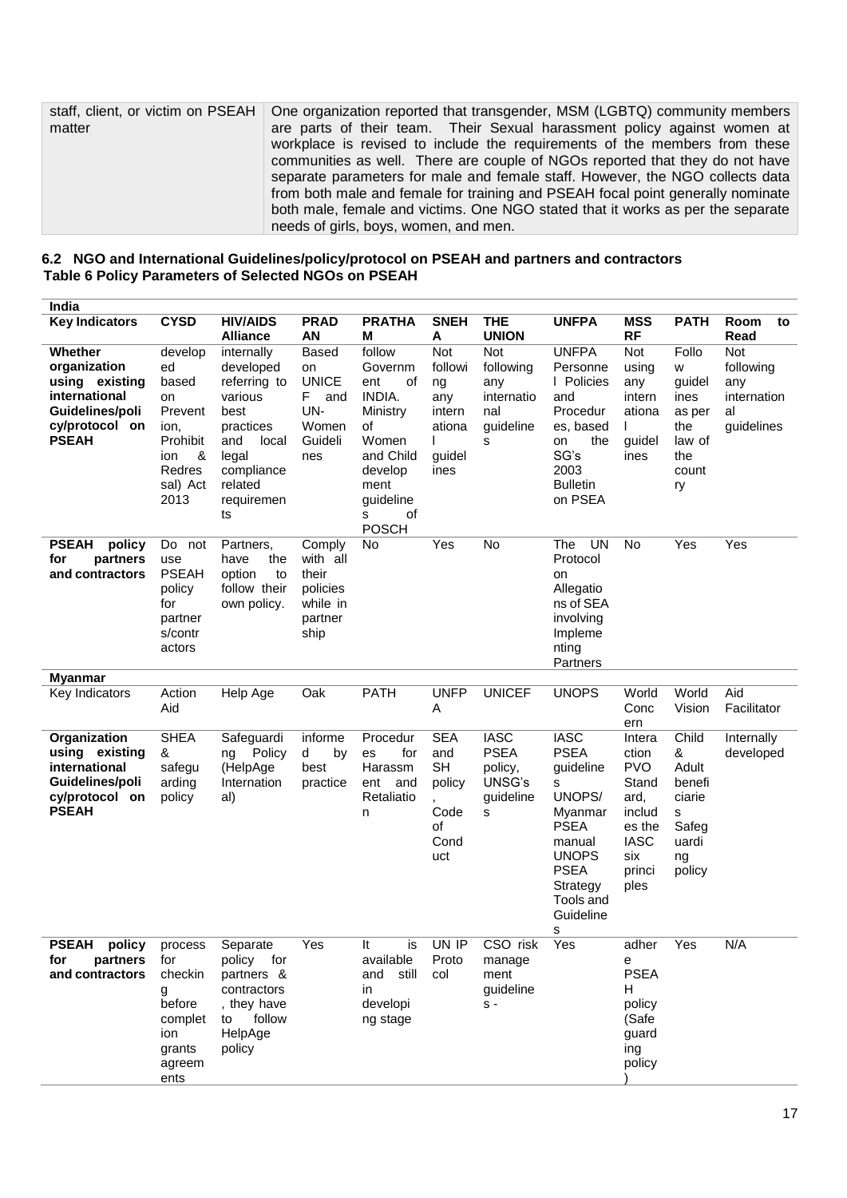| staff, client, or victim on PSEAH matter | One organization reported that transgender, MSM (LGBTQ) community members are parts of their team. Their Sexual harassment policy against women at workplace is revised to include the requirements of the members from these communities as well. There are couple of NGOs reported that they do not have separate parameters for male and female staff. However, the NGO collects data from both male and female for training and PSEAH focal point generally nominate both male, female and victims. One NGO stated that it works as per the separate needs of girls, boys, women, and men. |
|---|---|

### 6.2 NGO and International Guidelines/policy/protocol on PSEAH and partners and contractors

**Table 6 Policy Parameters of Selected NGOs on PSEAH**

| **India** | | | | | | | | | | |
|---|---|---|---|---|---|---|---|---|---|---|
| **Key Indicators** | **CYSD** | **HIV/AIDS Alliance** | **PRADAN** | **PRATHAM** | **SNEHA** | **THE UNION** | **UNFPA** | **MSSRF** | **PATH** | **Room to Read** |
| **Whether organization using existing international Guidelines/policy/protocol on PSEAH** | developed based on Prevention, Prohibition & Redressal) Act 2013 | internally developed referring to various best practices and local legal compliance related requirements | Based on UNICEF and UN-Women Guidelines | follow Government of INDIA. Ministry of Women and Child development guidelines of POSCH | Not following any international guidelines | Not following any international guidelines | UNFPA Personnel Policies and Procedures, based on the SG's 2003 Bulletin on PSEA | Not using any international guidelines | Follow guidelines as per the law of the country | Not following any international guidelines |
| **PSEAH policy for partners and contractors** | Do not use PSEAH policy for partners/contractors | Partners, have the option to follow their own policy. | Comply with all their policies while in partnership | No | Yes | No | The UN Protocol on Allegations of SEA involving Implementing Partners | No | Yes | Yes |
| **Myanmar** | | | | | | | | | | |
| Key Indicators | Action Aid | Help Age | Oak | PATH | UNFPA | UNICEF | UNOPS | World Concern | World Vision | Aid Facilitator |
| **Organization using existing international Guidelines/policy/protocol on PSEAH** | SHEA & safeguarding policy | Safeguarding Policy (HelpAge International) | informed by best practice | Procedures for Harassment and Retaliation | SEA and SH policy, Code of Conduct | IASC PSEA policy, UNSG's guidelines | IASC PSEA guidelines UNOPS/ Myanmar PSEA manual UNOPS PSEA Strategy Tools and Guidelines | Interaction PVO Standard, includes the IASC six principles | Child & Adult beneficiaries Safeguarding policy | Internally developed |
| **PSEAH policy for partners and contractors** | process for checking before completion grants agreements | Separate policy for partners & contractors, they have to follow HelpAge policy | Yes | It is available and still in developing stage | UN IP Protocol | CSO risk management guidelines - | Yes | adhere PSEAH policy (Safeguarding policy) | Yes | N/A |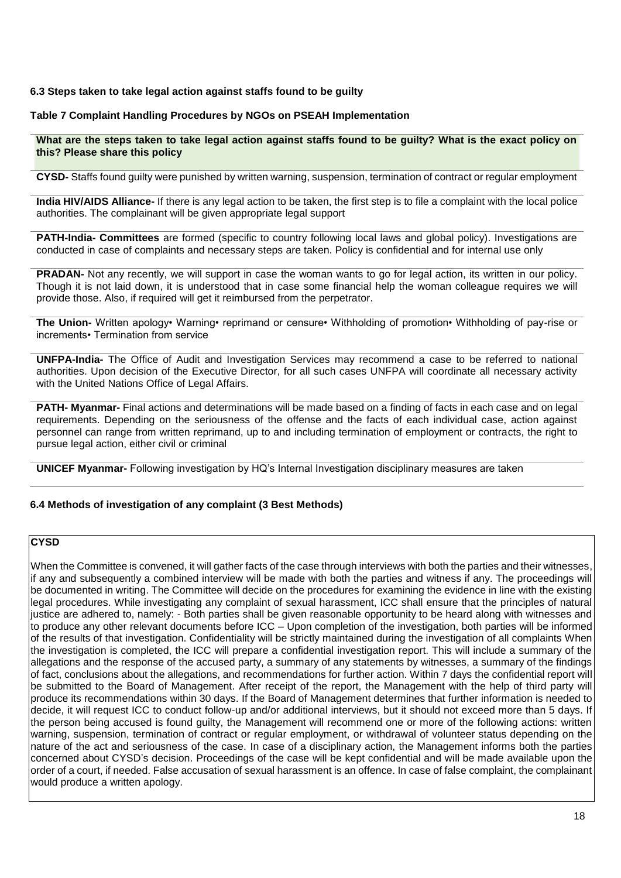**6.3 Steps taken to take legal action against staffs found to be guilty**

**Table 7 Complaint Handling Procedures by NGOs on PSEAH Implementation**

| What are the steps taken to take legal action against staffs found to be guilty? What is the exact policy on this? Please share this policy |
|---|
| **CYSD-** Staffs found guilty were punished by written warning, suspension, termination of contract or regular employment |
| **India HIV/AIDS Alliance-** If there is any legal action to be taken, the first step is to file a complaint with the local police authorities. The complainant will be given appropriate legal support |
| **PATH-India- Committees** are formed (specific to country following local laws and global policy). Investigations are conducted in case of complaints and necessary steps are taken. Policy is confidential and for internal use only |
| **PRADAN-** Not any recently, we will support in case the woman wants to go for legal action, its written in our policy. Though it is not laid down, it is understood that in case some financial help the woman colleague requires we will provide those. Also, if required will get it reimbursed from the perpetrator. |
| **The Union-** Written apology• Warning• reprimand or censure• Withholding of promotion• Withholding of pay-rise or increments• Termination from service |
| **UNFPA-India-** The Office of Audit and Investigation Services may recommend a case to be referred to national authorities. Upon decision of the Executive Director, for all such cases UNFPA will coordinate all necessary activity with the United Nations Office of Legal Affairs. |
| **PATH- Myanmar-** Final actions and determinations will be made based on a finding of facts in each case and on legal requirements. Depending on the seriousness of the offense and the facts of each individual case, action against personnel can range from written reprimand, up to and including termination of employment or contracts, the right to pursue legal action, either civil or criminal |
| **UNICEF Myanmar-** Following investigation by HQ's Internal Investigation disciplinary measures are taken |

**6.4 Methods of investigation of any complaint (3 Best Methods)**

| **CYSD** |
|---|
| When the Committee is convened, it will gather facts of the case through interviews with both the parties and their witnesses, if any and subsequently a combined interview will be made with both the parties and witness if any. The proceedings will be documented in writing. The Committee will decide on the procedures for examining the evidence in line with the existing legal procedures. While investigating any complaint of sexual harassment, ICC shall ensure that the principles of natural justice are adhered to, namely: - Both parties shall be given reasonable opportunity to be heard along with witnesses and to produce any other relevant documents before ICC – Upon completion of the investigation, both parties will be informed of the results of that investigation. Confidentiality will be strictly maintained during the investigation of all complaints When the investigation is completed, the ICC will prepare a confidential investigation report. This will include a summary of the allegations and the response of the accused party, a summary of any statements by witnesses, a summary of the findings of fact, conclusions about the allegations, and recommendations for further action. Within 7 days the confidential report will be submitted to the Board of Management. After receipt of the report, the Management with the help of third party will produce its recommendations within 30 days. If the Board of Management determines that further information is needed to decide, it will request ICC to conduct follow-up and/or additional interviews, but it should not exceed more than 5 days. If the person being accused is found guilty, the Management will recommend one or more of the following actions: written warning, suspension, termination of contract or regular employment, or withdrawal of volunteer status depending on the nature of the act and seriousness of the case. In case of a disciplinary action, the Management informs both the parties concerned about CYSD's decision. Proceedings of the case will be kept confidential and will be made available upon the order of a court, if needed. False accusation of sexual harassment is an offence. In case of false complaint, the complainant would produce a written apology. |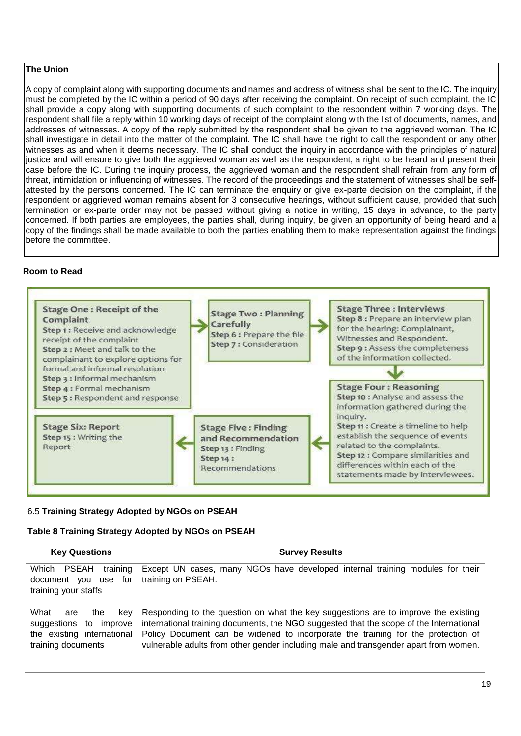**The Union**

A copy of complaint along with supporting documents and names and address of witness shall be sent to the IC. The inquiry must be completed by the IC within a period of 90 days after receiving the complaint. On receipt of such complaint, the IC shall provide a copy along with supporting documents of such complaint to the respondent within 7 working days. The respondent shall file a reply within 10 working days of receipt of the complaint along with the list of documents, names, and addresses of witnesses. A copy of the reply submitted by the respondent shall be given to the aggrieved woman. The IC shall investigate in detail into the matter of the complaint. The IC shall have the right to call the respondent or any other witnesses as and when it deems necessary. The IC shall conduct the inquiry in accordance with the principles of natural justice and will ensure to give both the aggrieved woman as well as the respondent, a right to be heard and present their case before the IC. During the inquiry process, the aggrieved woman and the respondent shall refrain from any form of threat, intimidation or influencing of witnesses. The record of the proceedings and the statement of witnesses shall be self-attested by the persons concerned. The IC can terminate the enquiry or give ex-parte decision on the complaint, if the respondent or aggrieved woman remains absent for 3 consecutive hearings, without sufficient cause, provided that such termination or ex-parte order may not be passed without giving a notice in writing, 15 days in advance, to the party concerned. If both parties are employees, the parties shall, during inquiry, be given an opportunity of being heard and a copy of the findings shall be made available to both the parties enabling them to make representation against the findings before the committee.

**Room to Read**

**Stage One : Receipt of the Complaint**
- **Step 1 :** Receive and acknowledge receipt of the complaint
- **Step 2 :** Meet and talk to the complainant to explore options for formal and informal resolution
- **Step 3 :** Informal mechanism
- **Step 4 :** Formal mechanism
- **Step 5 :** Respondent and response

**Stage Two : Planning Carefully**
- **Step 6 :** Prepare the file
- **Step 7 :** Consideration

**Stage Three : Interviews**
- **Step 8 :** Prepare an interview plan for the hearing: Complainant, Witnesses and Respondent.
- **Step 9 :** Assess the completeness of the information collected.

**Stage Four : Reasoning**
- **Step 10 :** Analyse and assess the information gathered during the inquiry.
- **Step 11 :** Create a timeline to help establish the sequence of events related to the complaints.
- **Step 12 :** Compare similarities and differences within each of the statements made by interviewees.

**Stage Five : Finding and Recommendation**
- **Step 13 :** Finding
- **Step 14 :** Recommendations

**Stage Six: Report**
- **Step 15 :** Writing the Report

## 6.5 Training Strategy Adopted by NGOs on PSEAH

**Table 8 Training Strategy Adopted by NGOs on PSEAH**

| Key Questions | Survey Results |
|---|---|
| Which PSEAH training document you use for training your staffs | Except UN cases, many NGOs have developed internal training modules for their training on PSEAH. |
| What are the key suggestions to improve the existing international training documents | Responding to the question on what the key suggestions are to improve the existing international training documents, the NGO suggested that the scope of the International Policy Document can be widened to incorporate the training for the protection of vulnerable adults from other gender including male and transgender apart from women. |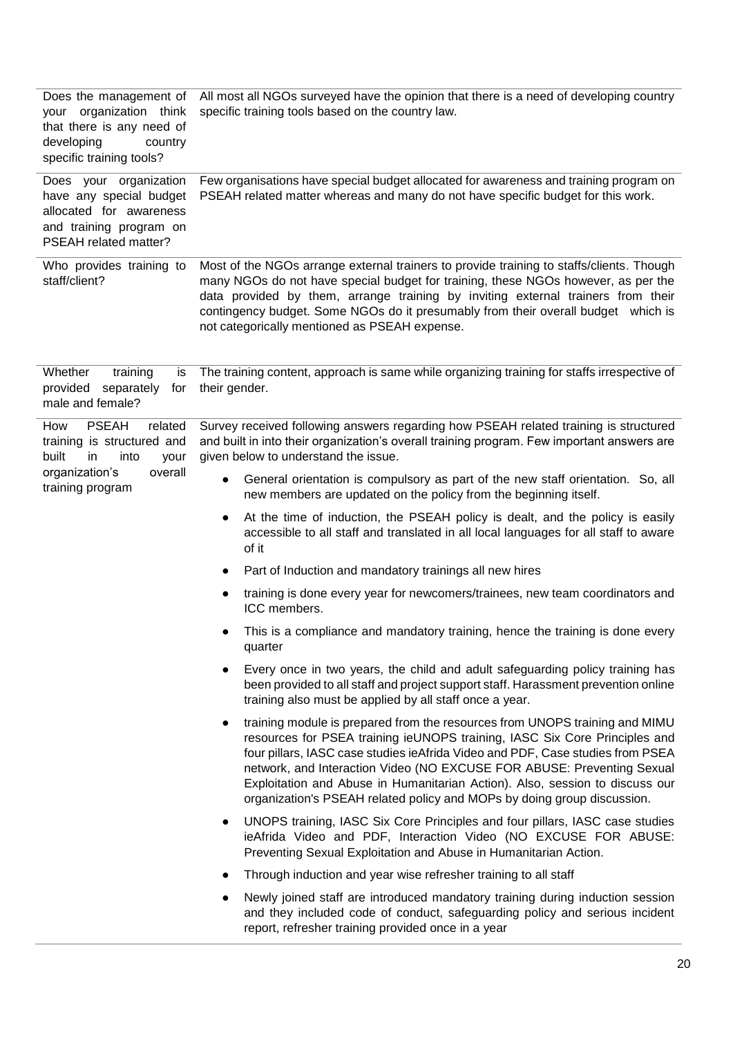| | |
|---|---|
| Does the management of your organization think that there is any need of developing country specific training tools? | All most all NGOs surveyed have the opinion that there is a need of developing country specific training tools based on the country law. |
| Does your organization have any special budget allocated for awareness and training program on PSEAH related matter? | Few organisations have special budget allocated for awareness and training program on PSEAH related matter whereas and many do not have specific budget for this work. |
| Who provides training to staff/client? | Most of the NGOs arrange external trainers to provide training to staffs/clients. Though many NGOs do not have special budget for training, these NGOs however, as per the data provided by them, arrange training by inviting external trainers from their contingency budget. Some NGOs do it presumably from their overall budget which is not categorically mentioned as PSEAH expense. |
| Whether training is provided separately for male and female? | The training content, approach is same while organizing training for staffs irrespective of their gender. |
| How PSEAH related training is structured and built in into your organization's overall training program | Survey received following answers regarding how PSEAH related training is structured and built in into their organization's overall training program. Few important answers are given below to understand the issue.<br>• General orientation is compulsory as part of the new staff orientation. So, all new members are updated on the policy from the beginning itself.<br>• At the time of induction, the PSEAH policy is dealt, and the policy is easily accessible to all staff and translated in all local languages for all staff to aware of it<br>• Part of Induction and mandatory trainings all new hires<br>• training is done every year for newcomers/trainees, new team coordinators and ICC members.<br>• This is a compliance and mandatory training, hence the training is done every quarter<br>• Every once in two years, the child and adult safeguarding policy training has been provided to all staff and project support staff. Harassment prevention online training also must be applied by all staff once a year.<br>• training module is prepared from the resources from UNOPS training and MIMU resources for PSEA training ieUNOPS training, IASC Six Core Principles and four pillars, IASC case studies ieAfrida Video and PDF, Case studies from PSEA network, and Interaction Video (NO EXCUSE FOR ABUSE: Preventing Sexual Exploitation and Abuse in Humanitarian Action). Also, session to discuss our organization's PSEAH related policy and MOPs by doing group discussion.<br>• UNOPS training, IASC Six Core Principles and four pillars, IASC case studies ieAfrida Video and PDF, Interaction Video (NO EXCUSE FOR ABUSE: Preventing Sexual Exploitation and Abuse in Humanitarian Action.<br>• Through induction and year wise refresher training to all staff<br>• Newly joined staff are introduced mandatory training during induction session and they included code of conduct, safeguarding policy and serious incident report, refresher training provided once in a year |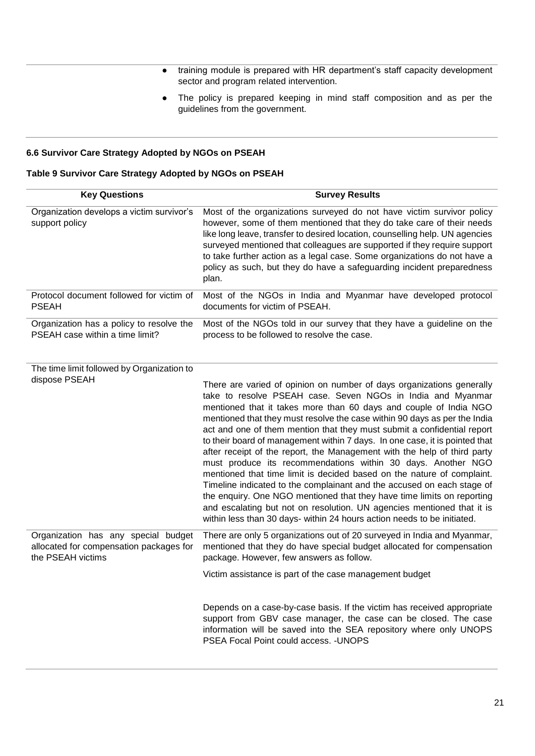| | |
|---|---|
| | • training module is prepared with HR department's staff capacity development sector and program related intervention.<br>• The policy is prepared keeping in mind staff composition and as per the guidelines from the government. |

### 6.6 Survivor Care Strategy Adopted by NGOs on PSEAH

**Table 9 Survivor Care Strategy Adopted by NGOs on PSEAH**

| Key Questions | Survey Results |
|---|---|
| Organization develops a victim survivor's support policy | Most of the organizations surveyed do not have victim survivor policy however, some of them mentioned that they do take care of their needs like long leave, transfer to desired location, counselling help. UN agencies surveyed mentioned that colleagues are supported if they require support to take further action as a legal case. Some organizations do not have a policy as such, but they do have a safeguarding incident preparedness plan. |
| Protocol document followed for victim of PSEAH | Most of the NGOs in India and Myanmar have developed protocol documents for victim of PSEAH. |
| Organization has a policy to resolve the PSEAH case within a time limit? | Most of the NGOs told in our survey that they have a guideline on the process to be followed to resolve the case. |
| The time limit followed by Organization to dispose PSEAH | There are varied of opinion on number of days organizations generally take to resolve PSEAH case. Seven NGOs in India and Myanmar mentioned that it takes more than 60 days and couple of India NGO mentioned that they must resolve the case within 90 days as per the India act and one of them mention that they must submit a confidential report to their board of management within 7 days. In one case, it is pointed that after receipt of the report, the Management with the help of third party must produce its recommendations within 30 days. Another NGO mentioned that time limit is decided based on the nature of complaint. Timeline indicated to the complainant and the accused on each stage of the enquiry. One NGO mentioned that they have time limits on reporting and escalating but not on resolution. UN agencies mentioned that it is within less than 30 days- within 24 hours action needs to be initiated. |
| Organization has any special budget allocated for compensation packages for the PSEAH victims | There are only 5 organizations out of 20 surveyed in India and Myanmar, mentioned that they do have special budget allocated for compensation package. However, few answers as follow.<br><br>Victim assistance is part of the case management budget<br><br>Depends on a case-by-case basis. If the victim has received appropriate support from GBV case manager, the case can be closed. The case information will be saved into the SEA repository where only UNOPS PSEA Focal Point could access. -UNOPS |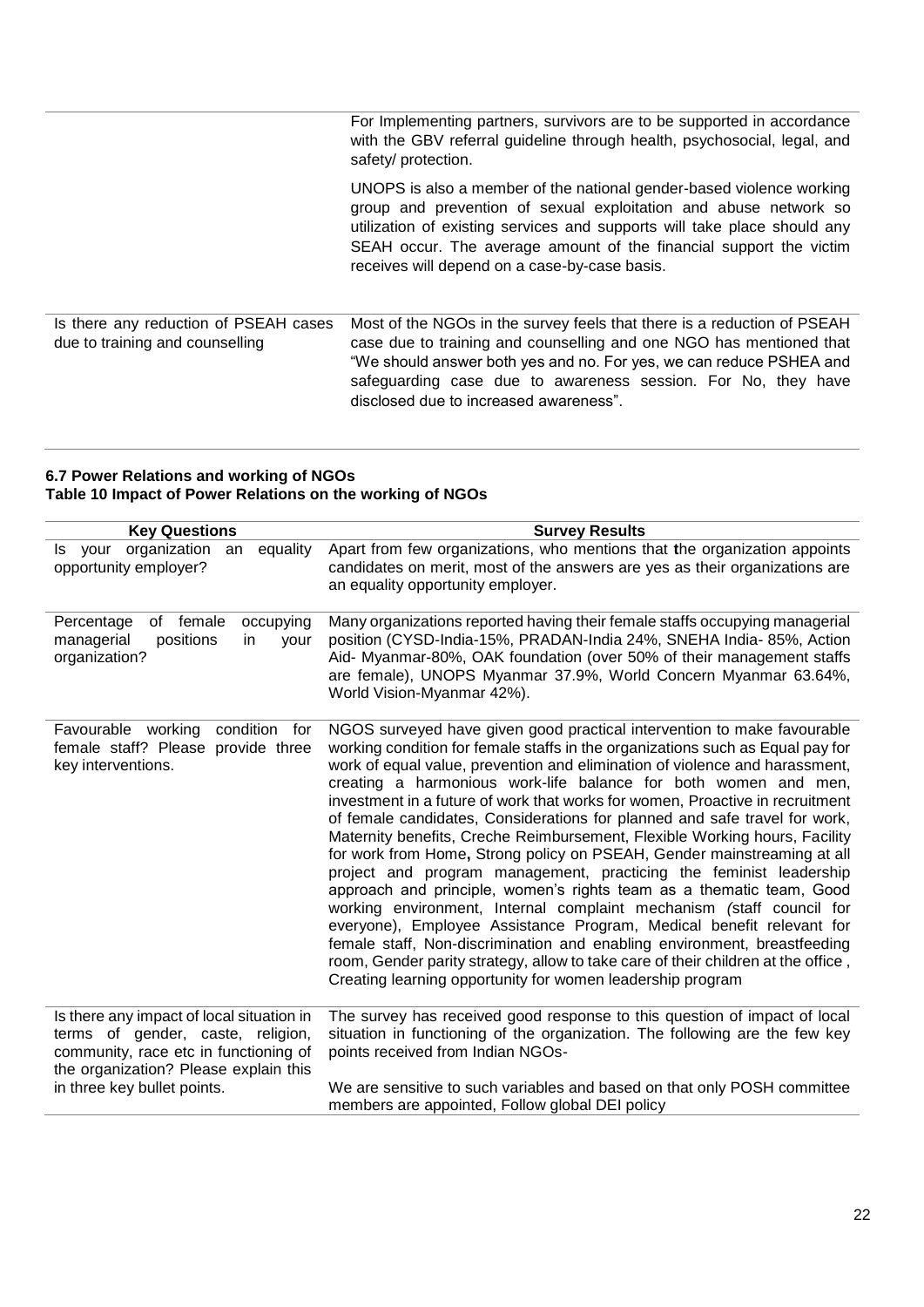| | |
|---|---|
| | For Implementing partners, survivors are to be supported in accordance with the GBV referral guideline through health, psychosocial, legal, and safety/ protection.<br><br>UNOPS is also a member of the national gender-based violence working group and prevention of sexual exploitation and abuse network so utilization of existing services and supports will take place should any SEAH occur. The average amount of the financial support the victim receives will depend on a case-by-case basis. |
| Is there any reduction of PSEAH cases due to training and counselling | Most of the NGOs in the survey feels that there is a reduction of PSEAH case due to training and counselling and one NGO has mentioned that "We should answer both yes and no. For yes, we can reduce PSHEA and safeguarding case due to awareness session. For No, they have disclosed due to increased awareness". |

**6.7 Power Relations and working of NGOs**
**Table 10 Impact of Power Relations on the working of NGOs**

| Key Questions | Survey Results |
|---|---|
| Is your organization an equality opportunity employer? | Apart from few organizations, who mentions that the organization appoints candidates on merit, most of the answers are yes as their organizations are an equality opportunity employer. |
| Percentage of female occupying managerial positions in your organization? | Many organizations reported having their female staffs occupying managerial position (CYSD-India-15%, PRADAN-India 24%, SNEHA India- 85%, Action Aid- Myanmar-80%, OAK foundation (over 50% of their management staffs are female), UNOPS Myanmar 37.9%, World Concern Myanmar 63.64%, World Vision-Myanmar 42%). |
| Favourable working condition for female staff? Please provide three key interventions. | NGOS surveyed have given good practical intervention to make favourable working condition for female staffs in the organizations such as Equal pay for work of equal value, prevention and elimination of violence and harassment, creating a harmonious work-life balance for both women and men, investment in a future of work that works for women, Proactive in recruitment of female candidates, Considerations for planned and safe travel for work, Maternity benefits, Creche Reimbursement, Flexible Working hours, Facility for work from Home**,** Strong policy on PSEAH, Gender mainstreaming at all project and program management, practicing the feminist leadership approach and principle, women's rights team as a thematic team, Good working environment, Internal complaint mechanism *(*staff council for everyone), Employee Assistance Program, Medical benefit relevant for female staff, Non-discrimination and enabling environment, breastfeeding room, Gender parity strategy, allow to take care of their children at the office , Creating learning opportunity for women leadership program |
| Is there any impact of local situation in terms of gender, caste, religion, community, race etc in functioning of the organization? Please explain this in three key bullet points. | The survey has received good response to this question of impact of local situation in functioning of the organization. The following are the few key points received from Indian NGOs-<br><br>We are sensitive to such variables and based on that only POSH committee members are appointed, Follow global DEI policy |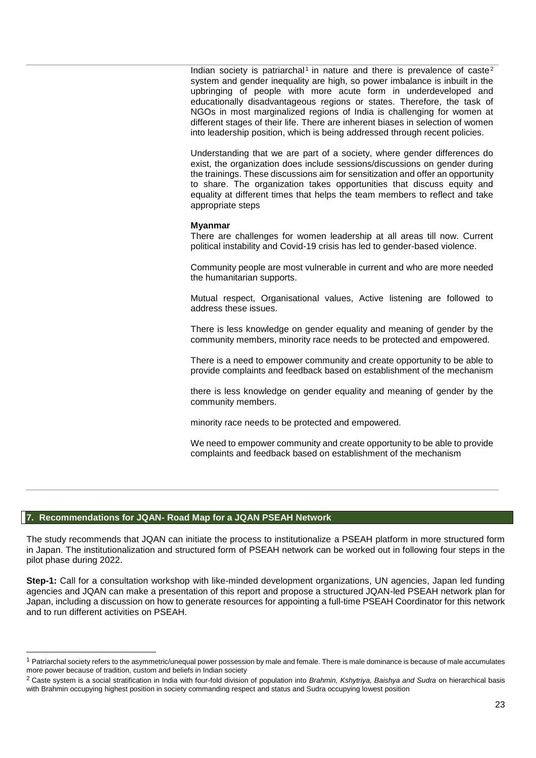Indian society is patriarchal[1] in nature and there is prevalence of caste[2] system and gender inequality are high, so power imbalance is inbuilt in the upbringing of people with more acute form in underdeveloped and educationally disadvantageous regions or states. Therefore, the task of NGOs in most marginalized regions of India is challenging for women at different stages of their life. There are inherent biases in selection of women into leadership position, which is being addressed through recent policies.

Understanding that we are part of a society, where gender differences do exist, the organization does include sessions/discussions on gender during the trainings. These discussions aim for sensitization and offer an opportunity to share. The organization takes opportunities that discuss equity and equality at different times that helps the team members to reflect and take appropriate steps

**Myanmar**

There are challenges for women leadership at all areas till now. Current political instability and Covid-19 crisis has led to gender-based violence.

Community people are most vulnerable in current and who are more needed the humanitarian supports.

Mutual respect, Organisational values, Active listening are followed to address these issues.

There is less knowledge on gender equality and meaning of gender by the community members, minority race needs to be protected and empowered.

There is a need to empower community and create opportunity to be able to provide complaints and feedback based on establishment of the mechanism

there is less knowledge on gender equality and meaning of gender by the community members.

minority race needs to be protected and empowered.

We need to empower community and create opportunity to be able to provide complaints and feedback based on establishment of the mechanism

## 7. Recommendations for JQAN- Road Map for a JQAN PSEAH Network

The study recommends that JQAN can initiate the process to institutionalize a PSEAH platform in more structured form in Japan. The institutionalization and structured form of PSEAH network can be worked out in following four steps in the pilot phase during 2022.

**Step-1:** Call for a consultation workshop with like-minded development organizations, UN agencies, Japan led funding agencies and JQAN can make a presentation of this report and propose a structured JQAN-led PSEAH network plan for Japan, including a discussion on how to generate resources for appointing a full-time PSEAH Coordinator for this network and to run different activities on PSEAH.

[1] Patriarchal society refers to the asymmetric/unequal power possession by male and female. There is male dominance is because of male accumulates more power because of tradition, custom and beliefs in Indian society

[2] Caste system is a social stratification in India with four-fold division of population into *Brahmin, Kshytriya, Baishya and Sudra* on hierarchical basis with Brahmin occupying highest position in society commanding respect and status and Sudra occupying lowest position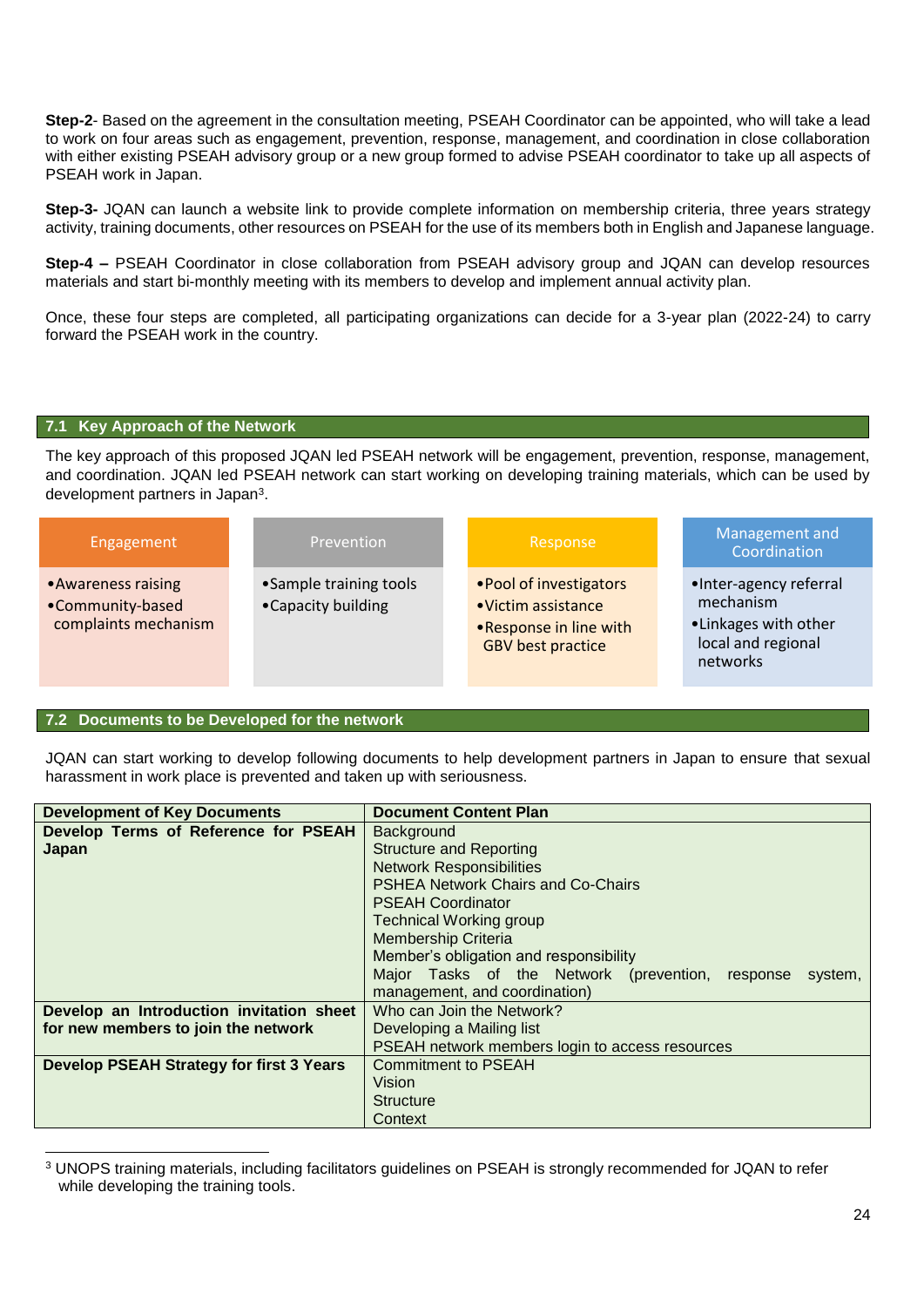**Step-2**- Based on the agreement in the consultation meeting, PSEAH Coordinator can be appointed, who will take a lead to work on four areas such as engagement, prevention, response, management, and coordination in close collaboration with either existing PSEAH advisory group or a new group formed to advise PSEAH coordinator to take up all aspects of PSEAH work in Japan.

**Step-3-** JQAN can launch a website link to provide complete information on membership criteria, three years strategy activity, training documents, other resources on PSEAH for the use of its members both in English and Japanese language.

**Step-4 –** PSEAH Coordinator in close collaboration from PSEAH advisory group and JQAN can develop resources materials and start bi-monthly meeting with its members to develop and implement annual activity plan.

Once, these four steps are completed, all participating organizations can decide for a 3-year plan (2022-24) to carry forward the PSEAH work in the country.

## 7.1 Key Approach of the Network

The key approach of this proposed JQAN led PSEAH network will be engagement, prevention, response, management, and coordination. JQAN led PSEAH network can start working on developing training materials, which can be used by development partners in Japan[3].

| Engagement | Prevention | Response | Management and Coordination |
|---|---|---|---|
| • Awareness raising<br>• Community-based complaints mechanism | • Sample training tools<br>• Capacity building | • Pool of investigators<br>• Victim assistance<br>• Response in line with GBV best practice | • Inter-agency referral mechanism<br>• Linkages with other local and regional networks |

## 7.2 Documents to be Developed for the network

JQAN can start working to develop following documents to help development partners in Japan to ensure that sexual harassment in work place is prevented and taken up with seriousness.

| Development of Key Documents | Document Content Plan |
|---|---|
| **Develop Terms of Reference for PSEAH Japan** | Background<br>Structure and Reporting<br>Network Responsibilities<br>PSHEA Network Chairs and Co-Chairs<br>PSEAH Coordinator<br>Technical Working group<br>Membership Criteria<br>Member's obligation and responsibility<br>Major Tasks of the Network (prevention, response system, management, and coordination) |
| **Develop an Introduction invitation sheet for new members to join the network** | Who can Join the Network?<br>Developing a Mailing list<br>PSEAH network members login to access resources |
| **Develop PSEAH Strategy for first 3 Years** | Commitment to PSEAH<br>Vision<br>Structure<br>Context |

[3] UNOPS training materials, including facilitators guidelines on PSEAH is strongly recommended for JQAN to refer while developing the training tools.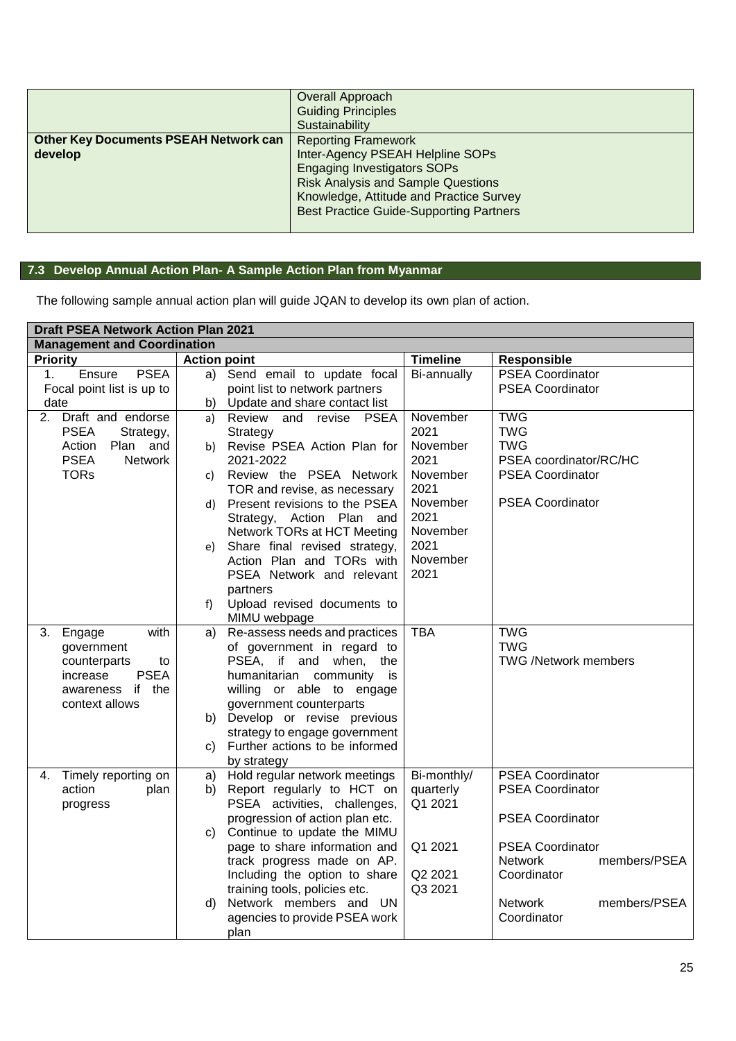| | |
|---|---|
| | Overall Approach<br>Guiding Principles<br>Sustainability |
| **Other Key Documents PSEAH Network can develop** | Reporting Framework<br>Inter-Agency PSEAH Helpline SOPs<br>Engaging Investigators SOPs<br>Risk Analysis and Sample Questions<br>Knowledge, Attitude and Practice Survey<br>Best Practice Guide-Supporting Partners |

### 7.3 Develop Annual Action Plan- A Sample Action Plan from Myanmar

The following sample annual action plan will guide JQAN to develop its own plan of action.

| **Draft PSEA Network Action Plan 2021** | | | |
|---|---|---|---|
| **Management and Coordination** | | | |
| **Priority** | **Action point** | **Timeline** | **Responsible** |
| 1. Ensure PSEA Focal point list is up to date | a) Send email to update focal point list to network partners<br>b) Update and share contact list | Bi-annually | PSEA Coordinator<br>PSEA Coordinator |
| 2. Draft and endorse PSEA Strategy, Action Plan and PSEA Network TORs | a) Review and revise PSEA Strategy<br>b) Revise PSEA Action Plan for 2021-2022<br>c) Review the PSEA Network TOR and revise, as necessary<br>d) Present revisions to the PSEA Strategy, Action Plan and Network TORs at HCT Meeting<br>e) Share final revised strategy, Action Plan and TORs with PSEA Network and relevant partners<br>f) Upload revised documents to MIMU webpage | November 2021<br>November 2021<br>November 2021<br>November 2021<br>November 2021<br>November 2021 | TWG<br>TWG<br>PSEA coordinator/RC/HC<br>PSEA Coordinator<br><br>PSEA Coordinator |
| 3. Engage with government counterparts to increase PSEA awareness if the context allows | a) Re-assess needs and practices of government in regard to PSEA, if and when, the humanitarian community is willing or able to engage government counterparts<br>b) Develop or revise previous strategy to engage government<br>c) Further actions to be informed by strategy | TBA | TWG<br>TWG<br>TWG /Network members |
| 4. Timely reporting on action plan progress | a) Hold regular network meetings<br>b) Report regularly to HCT on PSEA activities, challenges, progression of action plan etc.<br>c) Continue to update the MIMU page to share information and track progress made on AP. Including the option to share training tools, policies etc.<br>d) Network members and UN agencies to provide PSEA work plan | Bi-monthly/ quarterly<br>Q1 2021<br><br>Q1 2021<br><br>Q2 2021<br>Q3 2021 | PSEA Coordinator<br>PSEA Coordinator<br><br>PSEA Coordinator<br><br>PSEA Coordinator<br>Network members/PSEA Coordinator<br><br>Network members/PSEA Coordinator |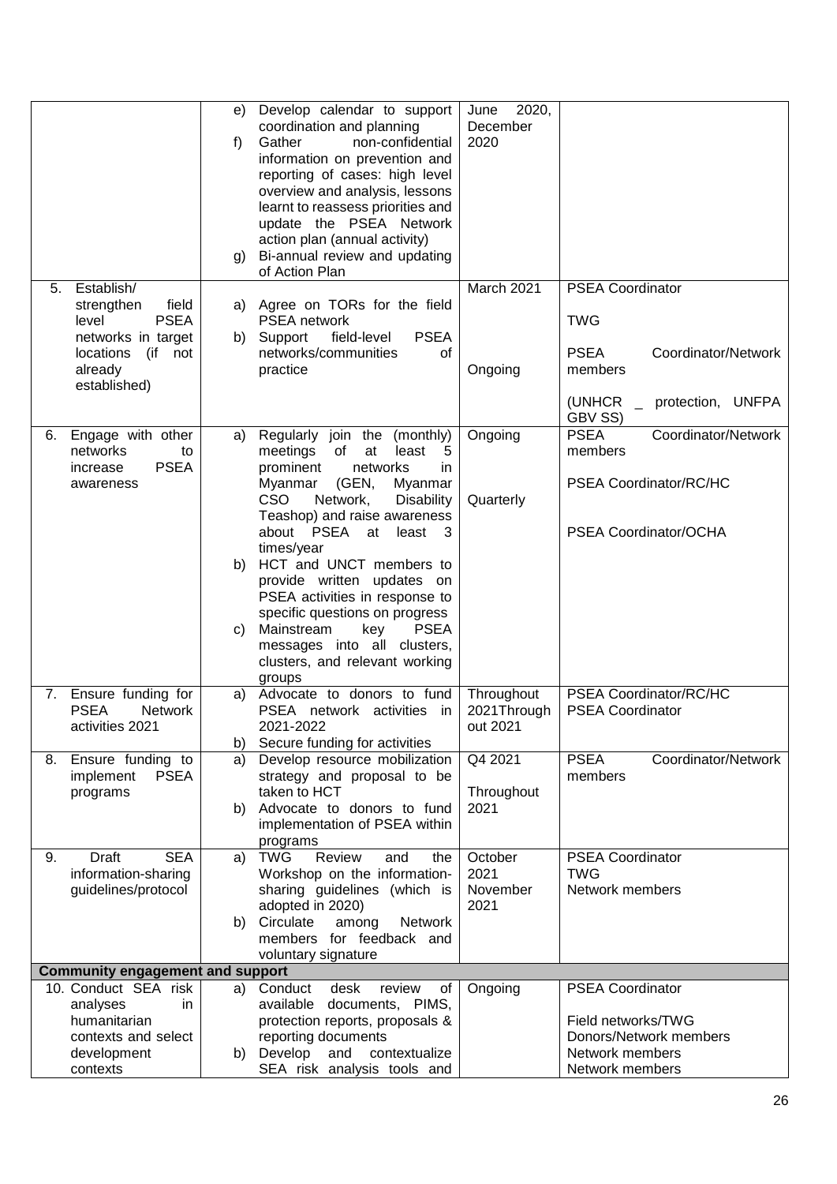| | | | |
|---|---|---|---|
| | e) Develop calendar to support coordination and planning<br>f) Gather non-confidential information on prevention and reporting of cases: high level overview and analysis, lessons learnt to reassess priorities and update the PSEA Network action plan (annual activity)<br>g) Bi-annual review and updating of Action Plan | June 2020, December 2020 | |
| 5. Establish/ strengthen field level PSEA networks in target locations (if not already established) | a) Agree on TORs for the field PSEA network<br>b) Support field-level PSEA networks/communities of practice | March 2021<br><br>Ongoing | PSEA Coordinator<br>TWG<br>PSEA Coordinator/Network members<br>(UNHCR _ protection, UNFPA GBV SS) |
| 6. Engage with other networks to increase PSEA awareness | a) Regularly join the (monthly) meetings of at least 5 prominent networks in Myanmar (GEN, Myanmar CSO Network, Disability Teashop) and raise awareness about PSEA at least 3 times/year<br>b) HCT and UNCT members to provide written updates on PSEA activities in response to specific questions on progress<br>c) Mainstream key PSEA messages into all clusters, clusters, and relevant working groups | Ongoing<br><br>Quarterly | PSEA Coordinator/Network members<br>PSEA Coordinator/RC/HC<br>PSEA Coordinator/OCHA |
| 7. Ensure funding for PSEA Network activities 2021 | a) Advocate to donors to fund PSEA network activities in 2021-2022<br>b) Secure funding for activities | Throughout 2021Through out 2021 | PSEA Coordinator/RC/HC<br>PSEA Coordinator |
| 8. Ensure funding to implement PSEA programs | a) Develop resource mobilization strategy and proposal to be taken to HCT<br>b) Advocate to donors to fund implementation of PSEA within programs | Q4 2021<br><br>Throughout 2021 | PSEA Coordinator/Network members |
| 9. Draft SEA information-sharing guidelines/protocol | a) TWG Review and the Workshop on the information-sharing guidelines (which is adopted in 2020)<br>b) Circulate among Network members for feedback and voluntary signature | October 2021<br>November 2021 | PSEA Coordinator<br>TWG<br>Network members |
| **Community engagement and support** | | | |
| 10. Conduct SEA risk analyses in humanitarian contexts and select development contexts | a) Conduct desk review of available documents, PIMS, protection reports, proposals & reporting documents<br>b) Develop and contextualize SEA risk analysis tools and | Ongoing | PSEA Coordinator<br>Field networks/TWG<br>Donors/Network members<br>Network members<br>Network members |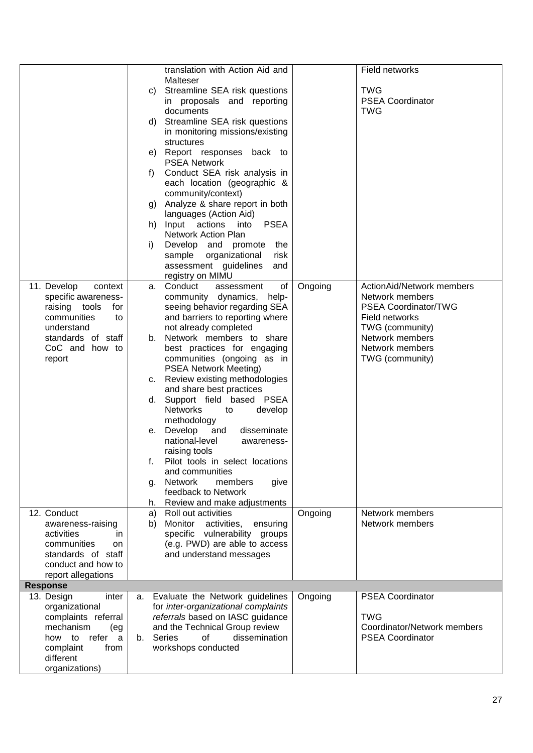| | | | |
|---|---|---|---|
| | translation with Action Aid and Malteser<br>c) Streamline SEA risk questions in proposals and reporting documents<br>d) Streamline SEA risk questions in monitoring missions/existing structures<br>e) Report responses back to PSEA Network<br>f) Conduct SEA risk analysis in each location (geographic & community/context)<br>g) Analyze & share report in both languages (Action Aid)<br>h) Input actions into PSEA Network Action Plan<br>i) Develop and promote the sample organizational risk assessment guidelines and registry on MIMU | | Field networks<br><br>TWG<br>PSEA Coordinator<br>TWG |
| 11. Develop context specific awareness-raising tools for communities to understand standards of staff CoC and how to report | a. Conduct assessment of community dynamics, help-seeing behavior regarding SEA and barriers to reporting where not already completed<br>b. Network members to share best practices for engaging communities (ongoing as in PSEA Network Meeting)<br>c. Review existing methodologies and share best practices<br>d. Support field based PSEA Networks to develop methodology<br>e. Develop and disseminate national-level awareness-raising tools<br>f. Pilot tools in select locations and communities<br>g. Network members give feedback to Network<br>h. Review and make adjustments | Ongoing | ActionAid/Network members<br>Network members<br>PSEA Coordinator/TWG<br>Field networks<br>TWG (community)<br>Network members<br>Network members<br>TWG (community) |
| 12. Conduct awareness-raising activities in communities on standards of staff conduct and how to report allegations | a) Roll out activities<br>b) Monitor activities, ensuring specific vulnerability groups (e.g. PWD) are able to access and understand messages | Ongoing | Network members<br>Network members |
| **Response** | | | |
| 13. Design inter organizational complaints referral mechanism (eg how to refer a complaint from different organizations) | a. Evaluate the Network guidelines for *inter-organizational complaints referrals* based on IASC guidance and the Technical Group review<br>b. Series of dissemination workshops conducted | Ongoing | PSEA Coordinator<br><br>TWG<br>Coordinator/Network members<br>PSEA Coordinator |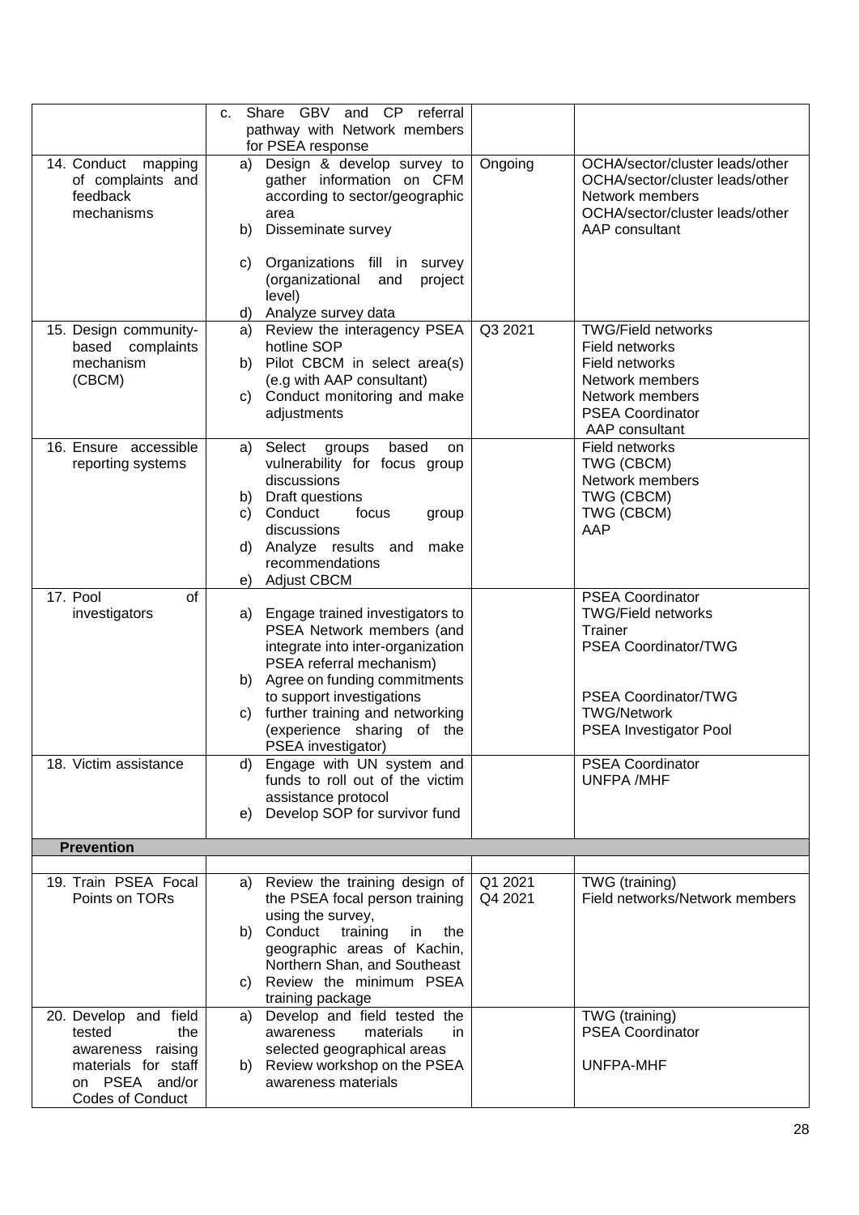| | | | |
|---|---|---|---|
| | c. Share GBV and CP referral pathway with Network members for PSEA response | | |
| 14. Conduct mapping of complaints and feedback mechanisms | a) Design & develop survey to gather information on CFM according to sector/geographic area<br>b) Disseminate survey<br>c) Organizations fill in survey (organizational and project level)<br>d) Analyze survey data | Ongoing | OCHA/sector/cluster leads/other<br>OCHA/sector/cluster leads/other<br>Network members<br>OCHA/sector/cluster leads/other<br>AAP consultant |
| 15. Design community-based complaints mechanism (CBCM) | a) Review the interagency PSEA hotline SOP<br>b) Pilot CBCM in select area(s) (e.g with AAP consultant)<br>c) Conduct monitoring and make adjustments | Q3 2021 | TWG/Field networks<br>Field networks<br>Field networks<br>Network members<br>Network members<br>PSEA Coordinator<br>AAP consultant |
| 16. Ensure accessible reporting systems | a) Select groups based on vulnerability for focus group discussions<br>b) Draft questions<br>c) Conduct focus group discussions<br>d) Analyze results and make recommendations<br>e) Adjust CBCM | | Field networks<br>TWG (CBCM)<br>Network members<br>TWG (CBCM)<br>TWG (CBCM)<br>AAP |
| 17. Pool of investigators | a) Engage trained investigators to PSEA Network members (and integrate into inter-organization PSEA referral mechanism)<br>b) Agree on funding commitments to support investigations<br>c) further training and networking (experience sharing of the PSEA investigator) | | PSEA Coordinator<br>TWG/Field networks<br>Trainer<br>PSEA Coordinator/TWG<br>PSEA Coordinator/TWG<br>TWG/Network<br>PSEA Investigator Pool |
| 18. Victim assistance | d) Engage with UN system and funds to roll out of the victim assistance protocol<br>e) Develop SOP for survivor fund | | PSEA Coordinator<br>UNFPA /MHF |
| **Prevention** | | | |
| | | | |
| 19. Train PSEA Focal Points on TORs | a) Review the training design of the PSEA focal person training using the survey,<br>b) Conduct training in the geographic areas of Kachin, Northern Shan, and Southeast<br>c) Review the minimum PSEA training package | Q1 2021<br>Q4 2021 | TWG (training)<br>Field networks/Network members |
| 20. Develop and field tested the awareness raising materials for staff on PSEA and/or Codes of Conduct | a) Develop and field tested the awareness materials in selected geographical areas<br>b) Review workshop on the PSEA awareness materials | | TWG (training)<br>PSEA Coordinator<br>UNFPA-MHF |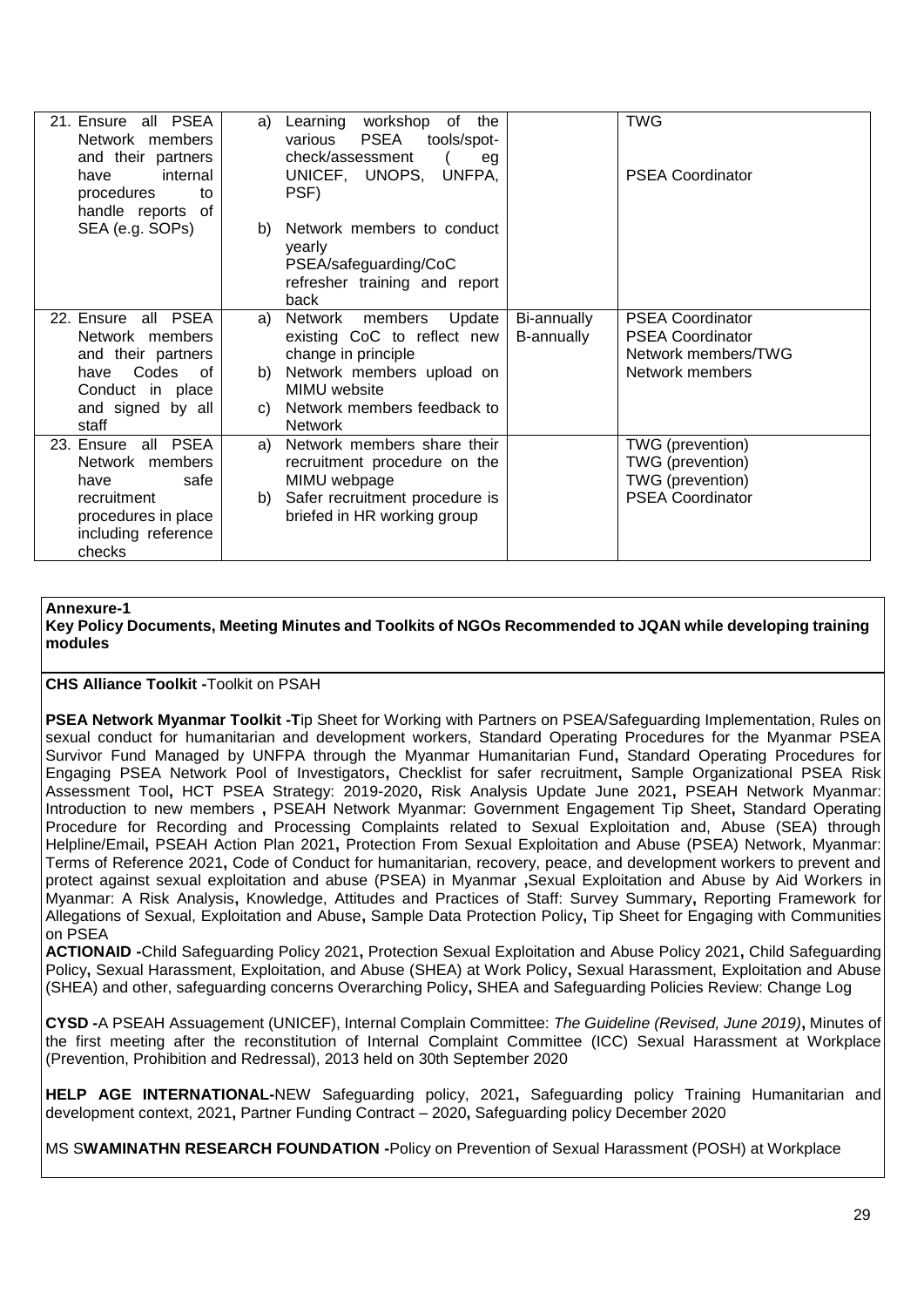| | | | |
|---|---|---|---|
| 21. Ensure all PSEA Network members and their partners have internal procedures to handle reports of SEA (e.g. SOPs) | a) Learning workshop of the various PSEA tools/spot-check/assessment ( eg UNICEF, UNOPS, UNFPA, PSF)<br><br>b) Network members to conduct yearly PSEA/safeguarding/CoC refresher training and report back | | TWG<br><br>PSEA Coordinator |
| 22. Ensure all PSEA Network members and their partners have Codes of Conduct in place and signed by all staff | a) Network members Update existing CoC to reflect new change in principle<br>b) Network members upload on MIMU website<br>c) Network members feedback to Network | Bi-annually<br>B-annually | PSEA Coordinator<br>PSEA Coordinator<br>Network members/TWG<br>Network members |
| 23. Ensure all PSEA Network members have safe recruitment procedures in place including reference checks | a) Network members share their recruitment procedure on the MIMU webpage<br>b) Safer recruitment procedure is briefed in HR working group | | TWG (prevention)<br>TWG (prevention)<br>TWG (prevention)<br>PSEA Coordinator |

**Annexure-1**

**Key Policy Documents, Meeting Minutes and Toolkits of NGOs Recommended to JQAN while developing training modules**

**CHS Alliance Toolkit -**Toolkit on PSAH

**PSEA Network Myanmar Toolkit -T**ip Sheet for Working with Partners on PSEA/Safeguarding Implementation, Rules on sexual conduct for humanitarian and development workers, Standard Operating Procedures for the Myanmar PSEA Survivor Fund Managed by UNFPA through the Myanmar Humanitarian Fund**,** Standard Operating Procedures for Engaging PSEA Network Pool of Investigators**,** Checklist for safer recruitment**,** Sample Organizational PSEA Risk Assessment Tool**,** HCT PSEA Strategy: 2019-2020**,** Risk Analysis Update June 2021**,** PSEAH Network Myanmar: Introduction to new members **,** PSEAH Network Myanmar: Government Engagement Tip Sheet**,** Standard Operating Procedure for Recording and Processing Complaints related to Sexual Exploitation and, Abuse (SEA) through Helpline/Email**,** PSEAH Action Plan 2021**,** Protection From Sexual Exploitation and Abuse (PSEA) Network, Myanmar: Terms of Reference 2021**,** Code of Conduct for humanitarian, recovery, peace, and development workers to prevent and protect against sexual exploitation and abuse (PSEA) in Myanmar **,**Sexual Exploitation and Abuse by Aid Workers in Myanmar: A Risk Analysis**,** Knowledge, Attitudes and Practices of Staff: Survey Summary**,** Reporting Framework for Allegations of Sexual, Exploitation and Abuse**,** Sample Data Protection Policy**,** Tip Sheet for Engaging with Communities on PSEA

**ACTIONAID -**Child Safeguarding Policy 2021**,** Protection Sexual Exploitation and Abuse Policy 2021**,** Child Safeguarding Policy**,** Sexual Harassment, Exploitation, and Abuse (SHEA) at Work Policy**,** Sexual Harassment, Exploitation and Abuse (SHEA) and other, safeguarding concerns Overarching Policy**,** SHEA and Safeguarding Policies Review: Change Log

**CYSD -**A PSEAH Assuagement (UNICEF), Internal Complain Committee: *The Guideline (Revised, June 2019)***,** Minutes of the first meeting after the reconstitution of Internal Complaint Committee (ICC) Sexual Harassment at Workplace (Prevention, Prohibition and Redressal), 2013 held on 30th September 2020

**HELP AGE INTERNATIONAL-**NEW Safeguarding policy, 2021**,** Safeguarding policy Training Humanitarian and development context, 2021**,** Partner Funding Contract – 2020**,** Safeguarding policy December 2020

MS S**WAMINATHN RESEARCH FOUNDATION -**Policy on Prevention of Sexual Harassment (POSH) at Workplace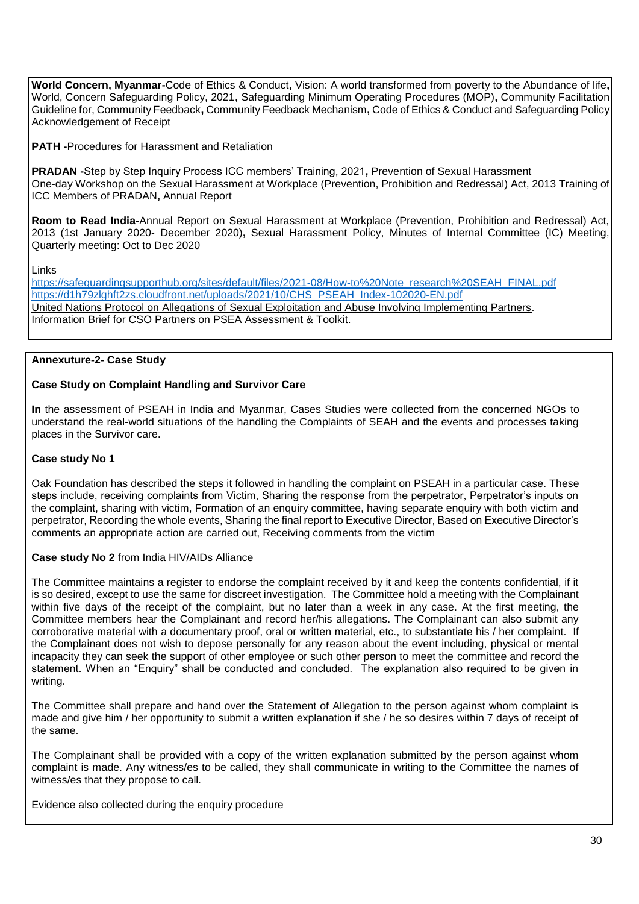**World Concern, Myanmar-**Code of Ethics & Conduct**,** Vision: A world transformed from poverty to the Abundance of life**,** World, Concern Safeguarding Policy, 2021**,** Safeguarding Minimum Operating Procedures (MOP)**,** Community Facilitation Guideline for, Community Feedback**,** Community Feedback Mechanism**,** Code of Ethics & Conduct and Safeguarding Policy Acknowledgement of Receipt

**PATH -**Procedures for Harassment and Retaliation

**PRADAN -**Step by Step Inquiry Process ICC members' Training, 2021**,** Prevention of Sexual Harassment One-day Workshop on the Sexual Harassment at Workplace (Prevention, Prohibition and Redressal) Act, 2013 Training of ICC Members of PRADAN**,** Annual Report

**Room to Read India-**Annual Report on Sexual Harassment at Workplace (Prevention, Prohibition and Redressal) Act, 2013 (1st January 2020- December 2020)**,** Sexual Harassment Policy, Minutes of Internal Committee (IC) Meeting, Quarterly meeting: Oct to Dec 2020

Links

https://safeguardingsupporthub.org/sites/default/files/2021-08/How-to%20Note_research%20SEAH_FINAL.pdf
https://d1h79zlghft2zs.cloudfront.net/uploads/2021/10/CHS_PSEAH_Index-102020-EN.pdf
United Nations Protocol on Allegations of Sexual Exploitation and Abuse Involving Implementing Partners.
Information Brief for CSO Partners on PSEA Assessment & Toolkit.

**Annexuture-2- Case Study**

**Case Study on Complaint Handling and Survivor Care**

**In** the assessment of PSEAH in India and Myanmar, Cases Studies were collected from the concerned NGOs to understand the real-world situations of the handling the Complaints of SEAH and the events and processes taking places in the Survivor care.

**Case study No 1**

Oak Foundation has described the steps it followed in handling the complaint on PSEAH in a particular case. These steps include, receiving complaints from Victim, Sharing the response from the perpetrator, Perpetrator's inputs on the complaint, sharing with victim, Formation of an enquiry committee, having separate enquiry with both victim and perpetrator, Recording the whole events, Sharing the final report to Executive Director, Based on Executive Director's comments an appropriate action are carried out, Receiving comments from the victim

**Case study No 2** from India HIV/AIDs Alliance

The Committee maintains a register to endorse the complaint received by it and keep the contents confidential, if it is so desired, except to use the same for discreet investigation. The Committee hold a meeting with the Complainant within five days of the receipt of the complaint, but no later than a week in any case. At the first meeting, the Committee members hear the Complainant and record her/his allegations. The Complainant can also submit any corroborative material with a documentary proof, oral or written material, etc., to substantiate his / her complaint. If the Complainant does not wish to depose personally for any reason about the event including, physical or mental incapacity they can seek the support of other employee or such other person to meet the committee and record the statement. When an "Enquiry" shall be conducted and concluded. The explanation also required to be given in writing.

The Committee shall prepare and hand over the Statement of Allegation to the person against whom complaint is made and give him / her opportunity to submit a written explanation if she / he so desires within 7 days of receipt of the same.

The Complainant shall be provided with a copy of the written explanation submitted by the person against whom complaint is made. Any witness/es to be called, they shall communicate in writing to the Committee the names of witness/es that they propose to call.

Evidence also collected during the enquiry procedure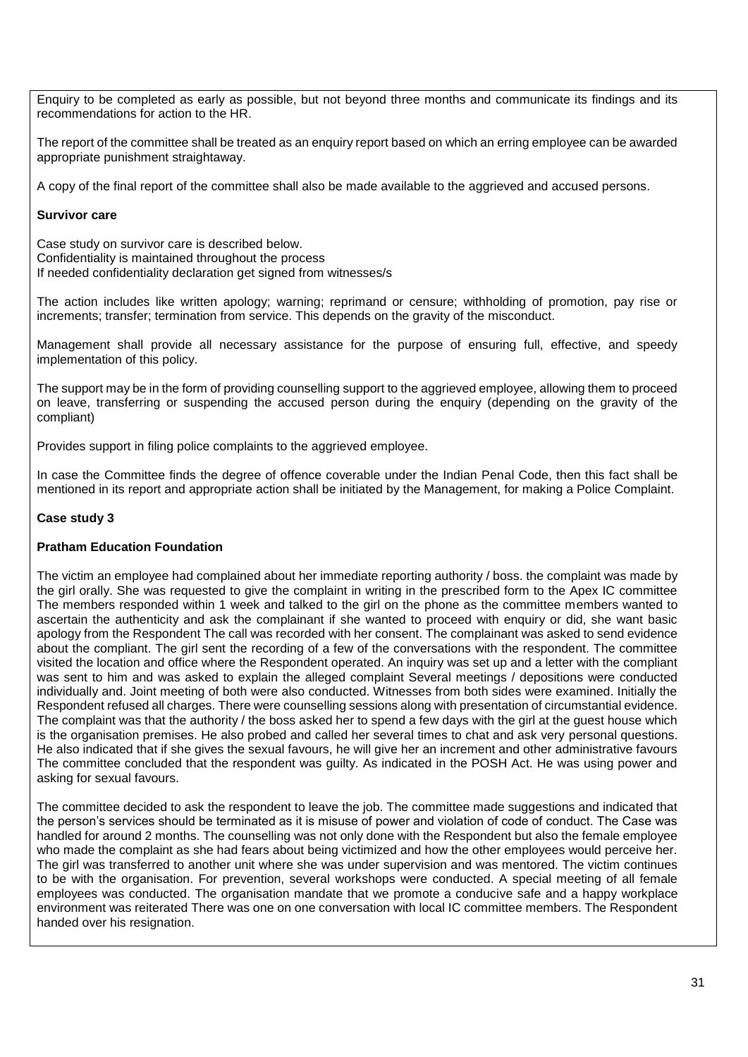Enquiry to be completed as early as possible, but not beyond three months and communicate its findings and its recommendations for action to the HR.

The report of the committee shall be treated as an enquiry report based on which an erring employee can be awarded appropriate punishment straightaway.

A copy of the final report of the committee shall also be made available to the aggrieved and accused persons.

**Survivor care**

Case study on survivor care is described below.
Confidentiality is maintained throughout the process
If needed confidentiality declaration get signed from witnesses/s

The action includes like written apology; warning; reprimand or censure; withholding of promotion, pay rise or increments; transfer; termination from service. This depends on the gravity of the misconduct.

Management shall provide all necessary assistance for the purpose of ensuring full, effective, and speedy implementation of this policy.

The support may be in the form of providing counselling support to the aggrieved employee, allowing them to proceed on leave, transferring or suspending the accused person during the enquiry (depending on the gravity of the compliant)

Provides support in filing police complaints to the aggrieved employee.

In case the Committee finds the degree of offence coverable under the Indian Penal Code, then this fact shall be mentioned in its report and appropriate action shall be initiated by the Management, for making a Police Complaint.

**Case study 3**

**Pratham Education Foundation**

The victim an employee had complained about her immediate reporting authority / boss. the complaint was made by the girl orally. She was requested to give the complaint in writing in the prescribed form to the Apex IC committee The members responded within 1 week and talked to the girl on the phone as the committee members wanted to ascertain the authenticity and ask the complainant if she wanted to proceed with enquiry or did, she want basic apology from the Respondent The call was recorded with her consent. The complainant was asked to send evidence about the compliant. The girl sent the recording of a few of the conversations with the respondent. The committee visited the location and office where the Respondent operated. An inquiry was set up and a letter with the compliant was sent to him and was asked to explain the alleged complaint Several meetings / depositions were conducted individually and. Joint meeting of both were also conducted. Witnesses from both sides were examined. Initially the Respondent refused all charges. There were counselling sessions along with presentation of circumstantial evidence. The complaint was that the authority / the boss asked her to spend a few days with the girl at the guest house which is the organisation premises. He also probed and called her several times to chat and ask very personal questions. He also indicated that if she gives the sexual favours, he will give her an increment and other administrative favours The committee concluded that the respondent was guilty. As indicated in the POSH Act. He was using power and asking for sexual favours.

The committee decided to ask the respondent to leave the job. The committee made suggestions and indicated that the person's services should be terminated as it is misuse of power and violation of code of conduct. The Case was handled for around 2 months. The counselling was not only done with the Respondent but also the female employee who made the complaint as she had fears about being victimized and how the other employees would perceive her. The girl was transferred to another unit where she was under supervision and was mentored. The victim continues to be with the organisation. For prevention, several workshops were conducted. A special meeting of all female employees was conducted. The organisation mandate that we promote a conducive safe and a happy workplace environment was reiterated There was one on one conversation with local IC committee members. The Respondent handed over his resignation.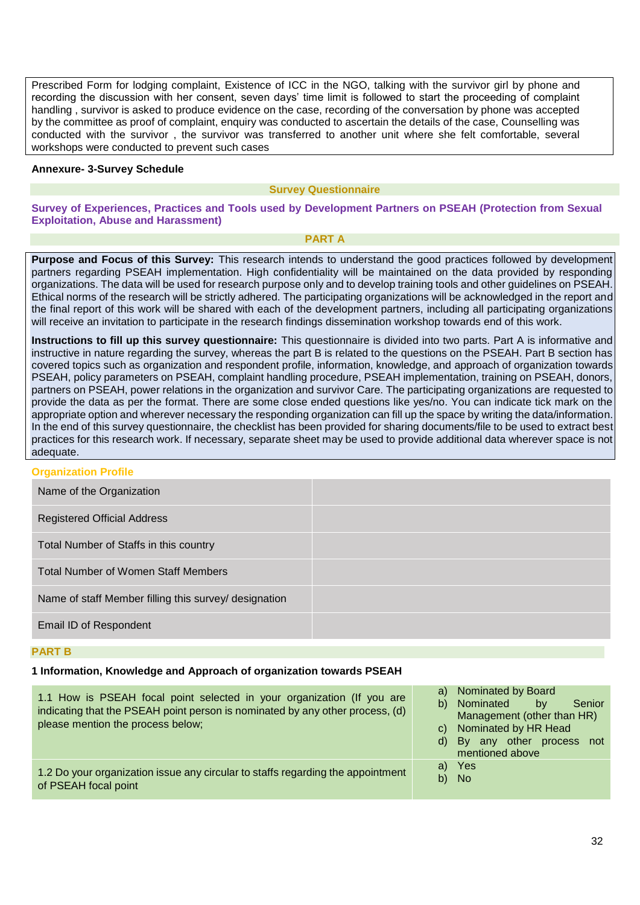Prescribed Form for lodging complaint, Existence of ICC in the NGO, talking with the survivor girl by phone and recording the discussion with her consent, seven days' time limit is followed to start the proceeding of complaint handling , survivor is asked to produce evidence on the case, recording of the conversation by phone was accepted by the committee as proof of complaint, enquiry was conducted to ascertain the details of the case, Counselling was conducted with the survivor , the survivor was transferred to another unit where she felt comfortable, several workshops were conducted to prevent such cases

**Annexure- 3-Survey Schedule**

## Survey Questionnaire

## Survey of Experiences, Practices and Tools used by Development Partners on PSEAH (Protection from Sexual Exploitation, Abuse and Harassment)

### PART A

**Purpose and Focus of this Survey:** This research intends to understand the good practices followed by development partners regarding PSEAH implementation. High confidentiality will be maintained on the data provided by responding organizations. The data will be used for research purpose only and to develop training tools and other guidelines on PSEAH. Ethical norms of the research will be strictly adhered. The participating organizations will be acknowledged in the report and the final report of this work will be shared with each of the development partners, including all participating organizations will receive an invitation to participate in the research findings dissemination workshop towards end of this work.

**Instructions to fill up this survey questionnaire:** This questionnaire is divided into two parts. Part A is informative and instructive in nature regarding the survey, whereas the part B is related to the questions on the PSEAH. Part B section has covered topics such as organization and respondent profile, information, knowledge, and approach of organization towards PSEAH, policy parameters on PSEAH, complaint handling procedure, PSEAH implementation, training on PSEAH, donors, partners on PSEAH, power relations in the organization and survivor Care. The participating organizations are requested to provide the data as per the format. There are some close ended questions like yes/no. You can indicate tick mark on the appropriate option and wherever necessary the responding organization can fill up the space by writing the data/information. In the end of this survey questionnaire, the checklist has been provided for sharing documents/file to be used to extract best practices for this research work. If necessary, separate sheet may be used to provide additional data wherever space is not adequate.

### Organization Profile

| | |
|---|---|
| Name of the Organization | |
| Registered Official Address | |
| Total Number of Staffs in this country | |
| Total Number of Women Staff Members | |
| Name of staff Member filling this survey/ designation | |
| Email ID of Respondent | |

### PART B

**1 Information, Knowledge and Approach of organization towards PSEAH**

| | |
|---|---|
| 1.1 How is PSEAH focal point selected in your organization (If you are indicating that the PSEAH point person is nominated by any other process, (d) please mention the process below; | a) Nominated by Board<br>b) Nominated by Senior Management (other than HR)<br>c) Nominated by HR Head<br>d) By any other process not mentioned above |
| 1.2 Do your organization issue any circular to staffs regarding the appointment of PSEAH focal point | a) Yes<br>b) No |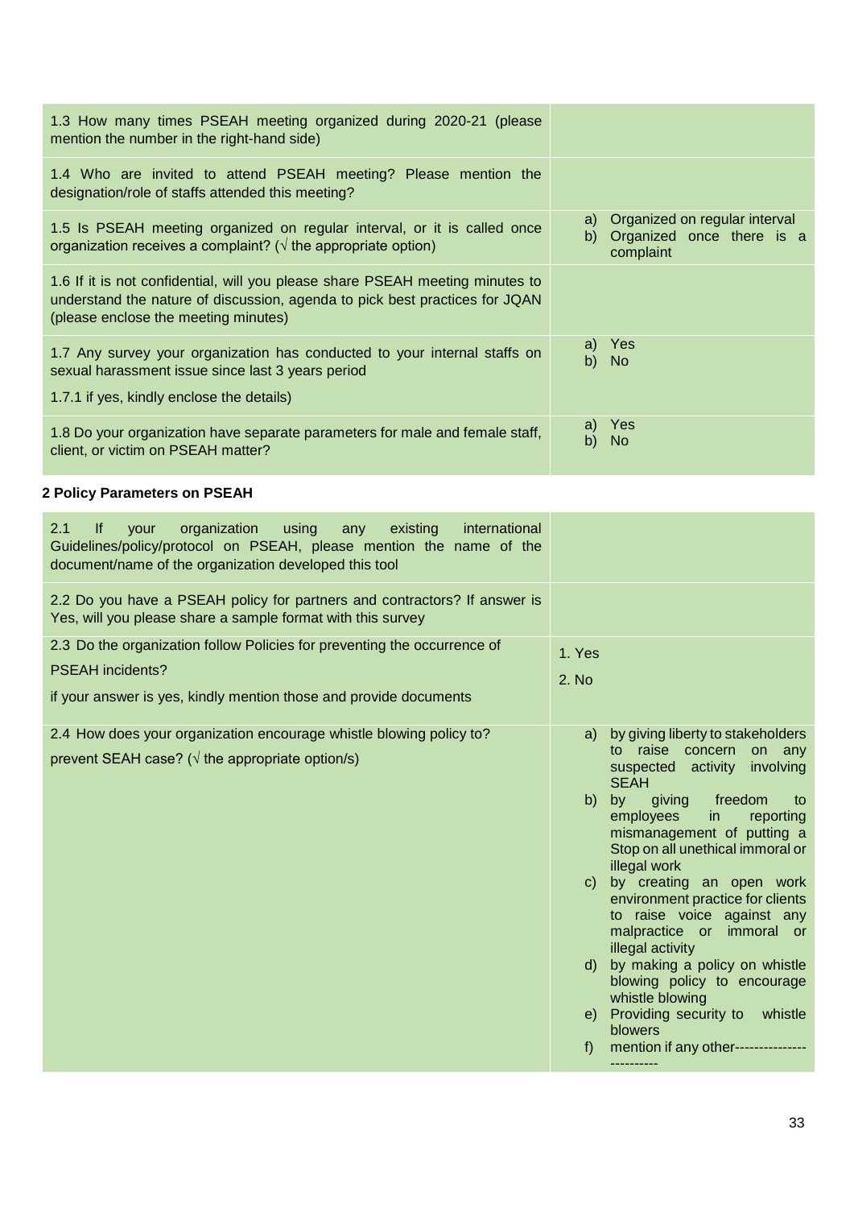| | |
|---|---|
| 1.3 How many times PSEAH meeting organized during 2020-21 (please mention the number in the right-hand side) | |
| 1.4 Who are invited to attend PSEAH meeting? Please mention the designation/role of staffs attended this meeting? | |
| 1.5 Is PSEAH meeting organized on regular interval, or it is called once organization receives a complaint? (√ the appropriate option) | a) Organized on regular interval<br>b) Organized once there is a complaint |
| 1.6 If it is not confidential, will you please share PSEAH meeting minutes to understand the nature of discussion, agenda to pick best practices for JQAN (please enclose the meeting minutes) | |
| 1.7 Any survey your organization has conducted to your internal staffs on sexual harassment issue since last 3 years period<br><br>1.7.1 if yes, kindly enclose the details) | a) Yes<br>b) No |
| 1.8 Do your organization have separate parameters for male and female staff, client, or victim on PSEAH matter? | a) Yes<br>b) No |

**2 Policy Parameters on PSEAH**

| | |
|---|---|
| 2.1 If your organization using any existing international Guidelines/policy/protocol on PSEAH, please mention the name of the document/name of the organization developed this tool | |
| 2.2 Do you have a PSEAH policy for partners and contractors? If answer is Yes, will you please share a sample format with this survey | |
| 2.3 Do the organization follow Policies for preventing the occurrence of PSEAH incidents?<br><br>if your answer is yes, kindly mention those and provide documents | 1. Yes<br>2. No |
| 2.4 How does your organization encourage whistle blowing policy to? prevent SEAH case? (√ the appropriate option/s) | a) by giving liberty to stakeholders to raise concern on any suspected activity involving SEAH<br>b) by giving freedom to employees in reporting mismanagement of putting a Stop on all unethical immoral or illegal work<br>c) by creating an open work environment practice for clients to raise voice against any malpractice or immoral or illegal activity<br>d) by making a policy on whistle blowing policy to encourage whistle blowing<br>e) Providing security to whistle blowers<br>f) mention if any other------------------------- |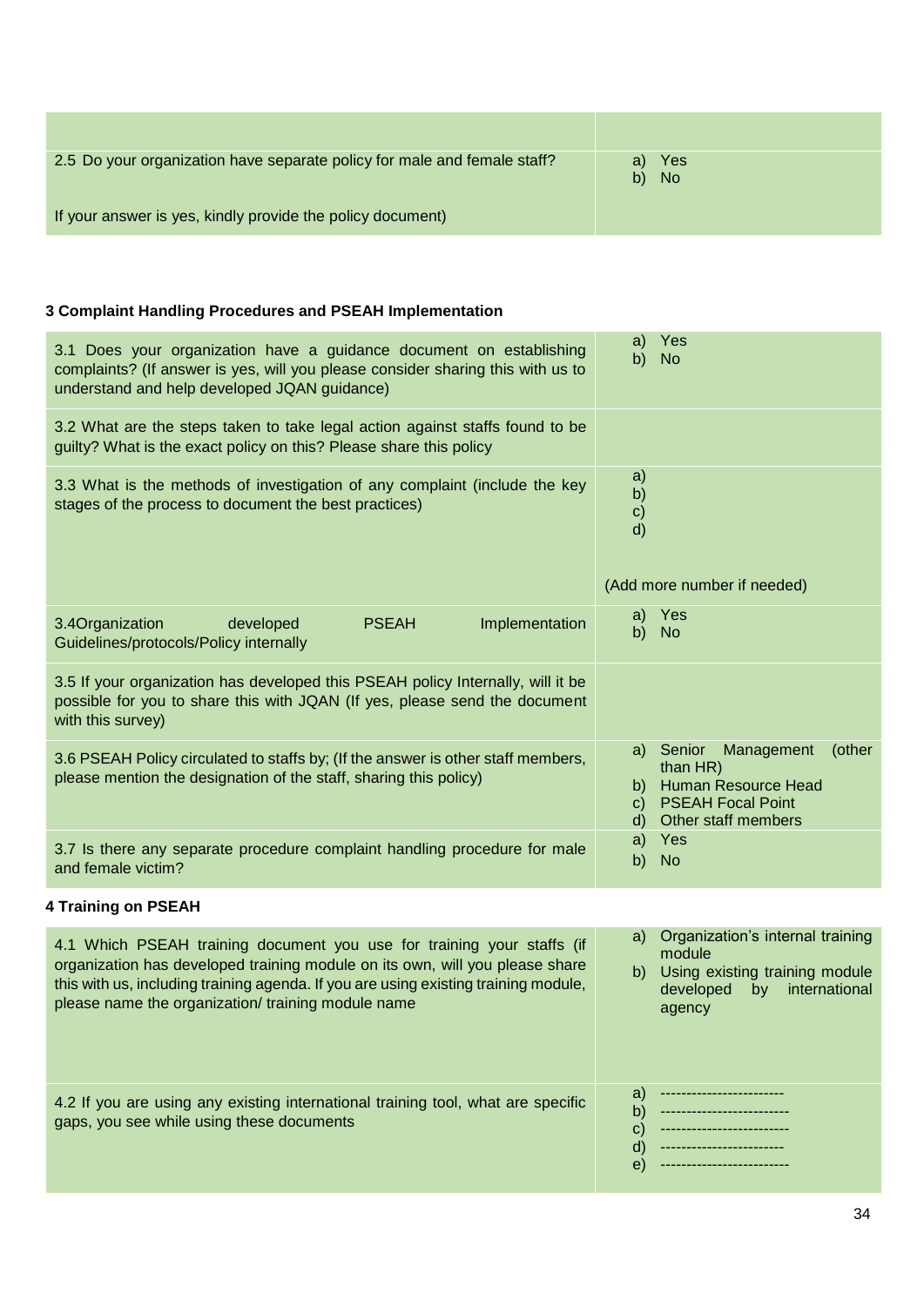| | |
|---|---|
| 2.5 Do your organization have separate policy for male and female staff?<br><br>If your answer is yes, kindly provide the policy document) | a) Yes<br>b) No |

### 3 Complaint Handling Procedures and PSEAH Implementation

| | |
|---|---|
| 3.1 Does your organization have a guidance document on establishing complaints? (If answer is yes, will you please consider sharing this with us to understand and help developed JQAN guidance) | a) Yes<br>b) No |
| 3.2 What are the steps taken to take legal action against staffs found to be guilty? What is the exact policy on this? Please share this policy | |
| 3.3 What is the methods of investigation of any complaint (include the key stages of the process to document the best practices) | a)<br>b)<br>c)<br>d)<br><br>(Add more number if needed) |
| 3.4Organization developed PSEAH Implementation Guidelines/protocols/Policy internally | a) Yes<br>b) No |
| 3.5 If your organization has developed this PSEAH policy Internally, will it be possible for you to share this with JQAN (If yes, please send the document with this survey) | |
| 3.6 PSEAH Policy circulated to staffs by; (If the answer is other staff members, please mention the designation of the staff, sharing this policy) | a) Senior Management (other than HR)<br>b) Human Resource Head<br>c) PSEAH Focal Point<br>d) Other staff members |
| 3.7 Is there any separate procedure complaint handling procedure for male and female victim? | a) Yes<br>b) No |

### 4 Training on PSEAH

| | |
|---|---|
| 4.1 Which PSEAH training document you use for training your staffs (if organization has developed training module on its own, will you please share this with us, including training agenda. If you are using existing training module, please name the organization/ training module name | a) Organization's internal training module<br>b) Using existing training module developed by international agency |
| 4.2 If you are using any existing international training tool, what are specific gaps, you see while using these documents | a) ------------------------<br>b) ------------------------<br>c) ------------------------<br>d) ------------------------<br>e) ------------------------ |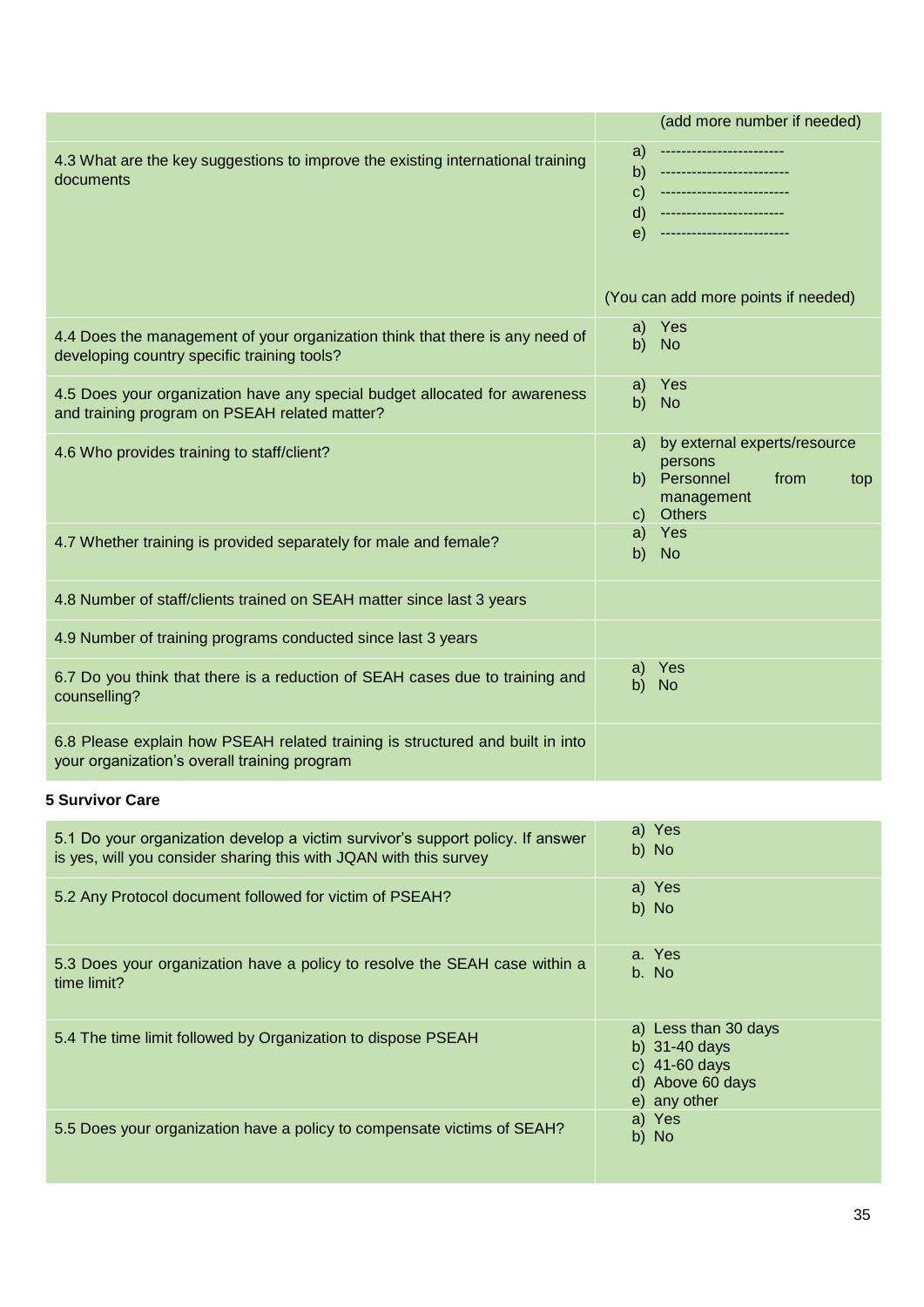|  |  |
|---|---|
|  | (add more number if needed) |
| 4.3 What are the key suggestions to improve the existing international training documents | a) ------------------------<br>b) ------------------------<br>c) ------------------------<br>d) -----------------------<br>e) ------------------------<br><br>(You can add more points if needed) |
| 4.4 Does the management of your organization think that there is any need of developing country specific training tools? | a) Yes<br>b) No |
| 4.5 Does your organization have any special budget allocated for awareness and training program on PSEAH related matter? | a) Yes<br>b) No |
| 4.6 Who provides training to staff/client? | a) by external experts/resource persons<br>b) Personnel from top management<br>c) Others |
| 4.7 Whether training is provided separately for male and female? | a) Yes<br>b) No |
| 4.8 Number of staff/clients trained on SEAH matter since last 3 years |  |
| 4.9 Number of training programs conducted since last 3 years |  |
| 6.7 Do you think that there is a reduction of SEAH cases due to training and counselling? | a) Yes<br>b) No |
| 6.8 Please explain how PSEAH related training is structured and built in into your organization's overall training program |  |

**5 Survivor Care**

|  |  |
|---|---|
| 5.1 Do your organization develop a victim survivor's support policy. If answer is yes, will you consider sharing this with JQAN with this survey | a) Yes<br>b) No |
| 5.2 Any Protocol document followed for victim of PSEAH? | a) Yes<br>b) No |
| 5.3 Does your organization have a policy to resolve the SEAH case within a time limit? | a. Yes<br>b. No |
| 5.4 The time limit followed by Organization to dispose PSEAH | a) Less than 30 days<br>b) 31-40 days<br>c) 41-60 days<br>d) Above 60 days<br>e) any other |
| 5.5 Does your organization have a policy to compensate victims of SEAH? | a) Yes<br>b) No |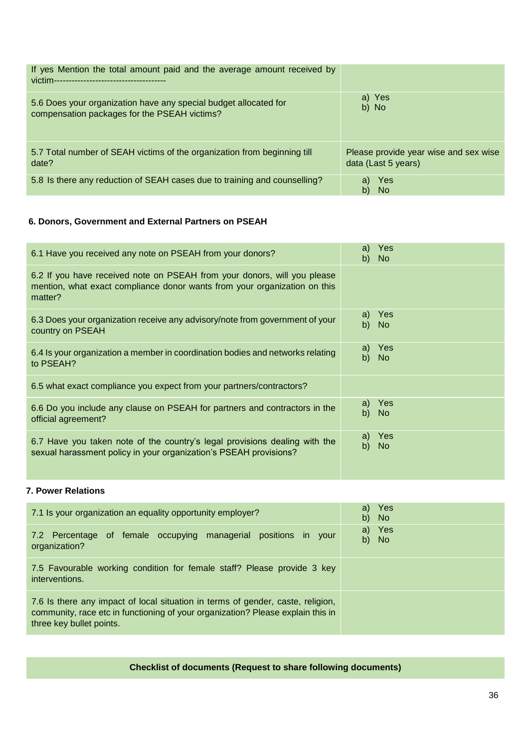| | |
|---|---|
| If yes Mention the total amount paid and the average amount received by victim------------------------------------- | |
| 5.6 Does your organization have any special budget allocated for compensation packages for the PSEAH victims? | a) Yes<br>b) No |
| 5.7 Total number of SEAH victims of the organization from beginning till date? | Please provide year wise and sex wise data (Last 5 years) |
| 5.8 Is there any reduction of SEAH cases due to training and counselling? | a) Yes<br>b) No |

**6. Donors, Government and External Partners on PSEAH**

| | |
|---|---|
| 6.1 Have you received any note on PSEAH from your donors? | a) Yes<br>b) No |
| 6.2 If you have received note on PSEAH from your donors, will you please mention, what exact compliance donor wants from your organization on this matter? | |
| 6.3 Does your organization receive any advisory/note from government of your country on PSEAH | a) Yes<br>b) No |
| 6.4 Is your organization a member in coordination bodies and networks relating to PSEAH? | a) Yes<br>b) No |
| 6.5 what exact compliance you expect from your partners/contractors? | |
| 6.6 Do you include any clause on PSEAH for partners and contractors in the official agreement? | a) Yes<br>b) No |
| 6.7 Have you taken note of the country's legal provisions dealing with the sexual harassment policy in your organization's PSEAH provisions? | a) Yes<br>b) No |

**7. Power Relations**

| | |
|---|---|
| 7.1 Is your organization an equality opportunity employer? | a) Yes<br>b) No |
| 7.2 Percentage of female occupying managerial positions in your organization? | a) Yes<br>b) No |
| 7.5 Favourable working condition for female staff? Please provide 3 key interventions. | |
| 7.6 Is there any impact of local situation in terms of gender, caste, religion, community, race etc in functioning of your organization? Please explain this in three key bullet points. | |

**Checklist of documents (Request to share following documents)**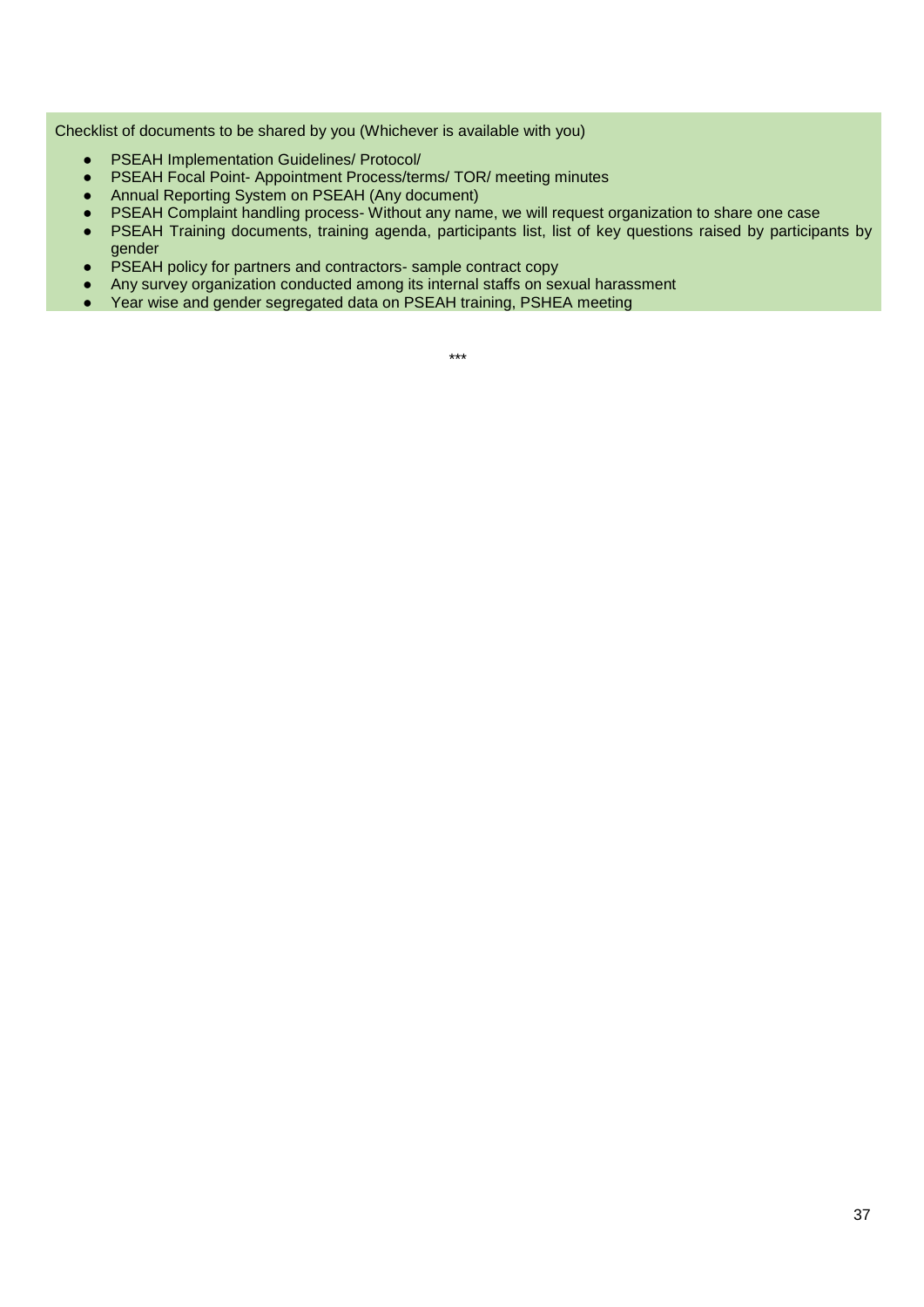Checklist of documents to be shared by you (Whichever is available with you)

- PSEAH Implementation Guidelines/ Protocol/
- PSEAH Focal Point- Appointment Process/terms/ TOR/ meeting minutes
- Annual Reporting System on PSEAH (Any document)
- PSEAH Complaint handling process- Without any name, we will request organization to share one case
- PSEAH Training documents, training agenda, participants list, list of key questions raised by participants by gender
- PSEAH policy for partners and contractors- sample contract copy
- Any survey organization conducted among its internal staffs on sexual harassment
- Year wise and gender segregated data on PSEAH training, PSHEA meeting

***